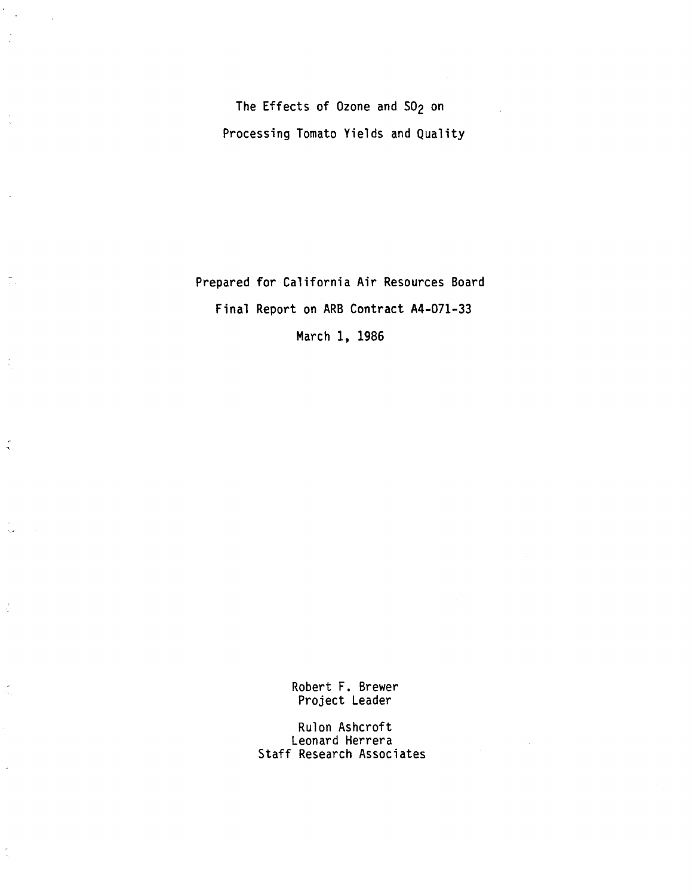# The Effects of Ozone and $SO_2$ on Processing Tomato Yields and Quality

Prepared for California Air Resources Board

Final Report on ARB Contract A4-071-33

March 1, 1986

Robert F. Brewer
Project Leader

Rulon Ashcroft
Leonard Herrera
Staff Research Associates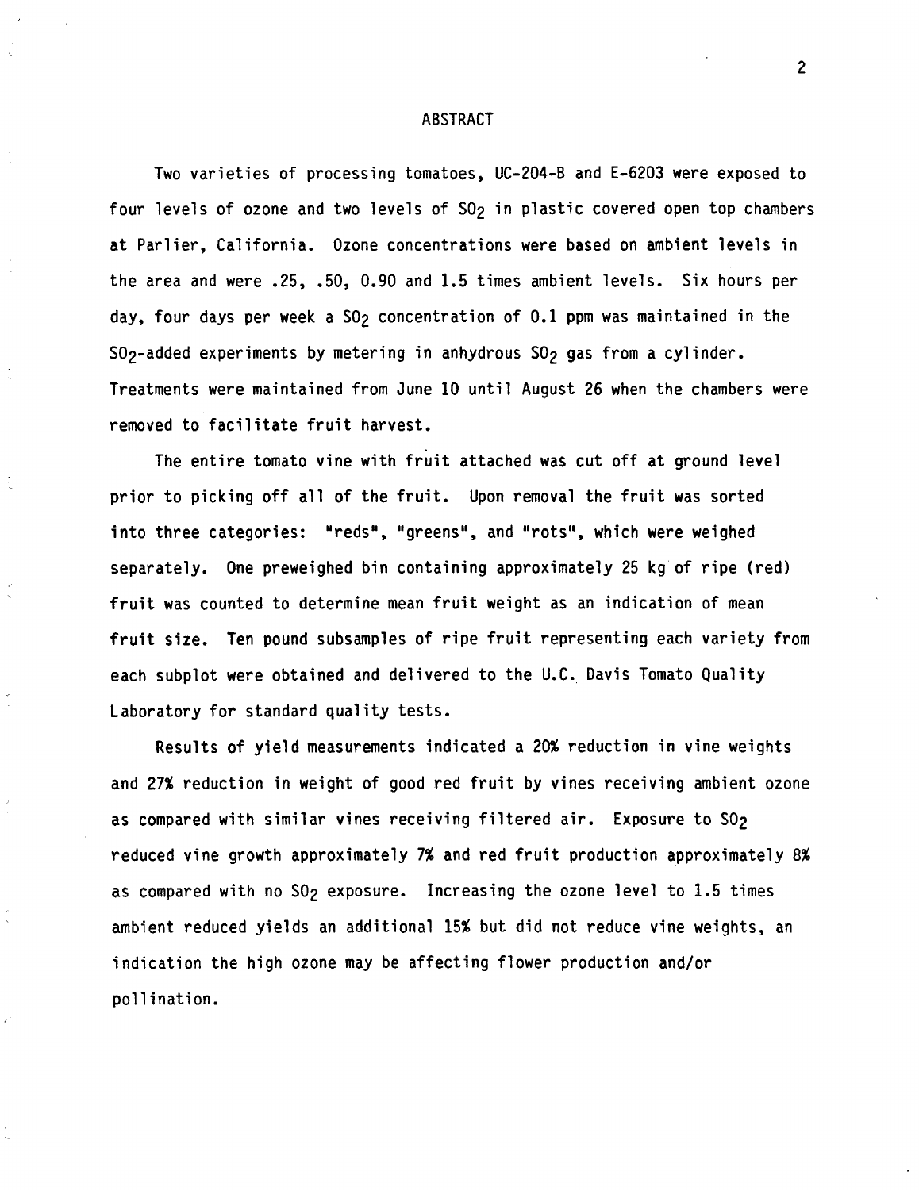# ABSTRACT

Two varieties of processing tomatoes, UC-204-B and E-6203 were exposed to four levels of ozone and two levels of $SO_2$ in plastic covered open top chambers at Parlier, California. Ozone concentrations were based on ambient levels in the area and were .25, .50, 0.90 and 1.5 times ambient levels. Six hours per day, four days per week a $SO_2$ concentration of 0.1 ppm was maintained in the $SO_2$-added experiments by metering in anhydrous $SO_2$ gas from a cylinder. Treatments were maintained from June 10 until August 26 when the chambers were removed to facilitate fruit harvest.

The entire tomato vine with fruit attached was cut off at ground level prior to picking off all of the fruit. Upon removal the fruit was sorted into three categories: "reds", "greens", and "rots", which were weighed separately. One preweighed bin containing approximately 25 kg of ripe (red) fruit was counted to determine mean fruit weight as an indication of mean fruit size. Ten pound subsamples of ripe fruit representing each variety from each subplot were obtained and delivered to the U.C. Davis Tomato Quality Laboratory for standard quality tests.

Results of yield measurements indicated a 20% reduction in vine weights and 27% reduction in weight of good red fruit by vines receiving ambient ozone as compared with similar vines receiving filtered air. Exposure to $SO_2$ reduced vine growth approximately 7% and red fruit production approximately 8% as compared with no $SO_2$ exposure. Increasing the ozone level to 1.5 times ambient reduced yields an additional 15% but did not reduce vine weights, an indication the high ozone may be affecting flower production and/or pollination.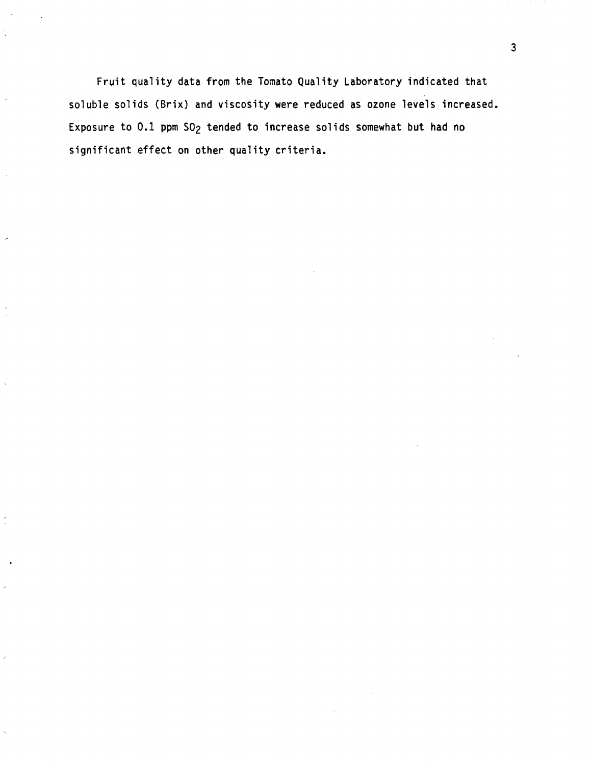Fruit quality data from the Tomato Quality Laboratory indicated that soluble solids (Brix) and viscosity were reduced as ozone levels increased. Exposure to 0.1 ppm $SO_2$ tended to increase solids somewhat but had no significant effect on other quality criteria.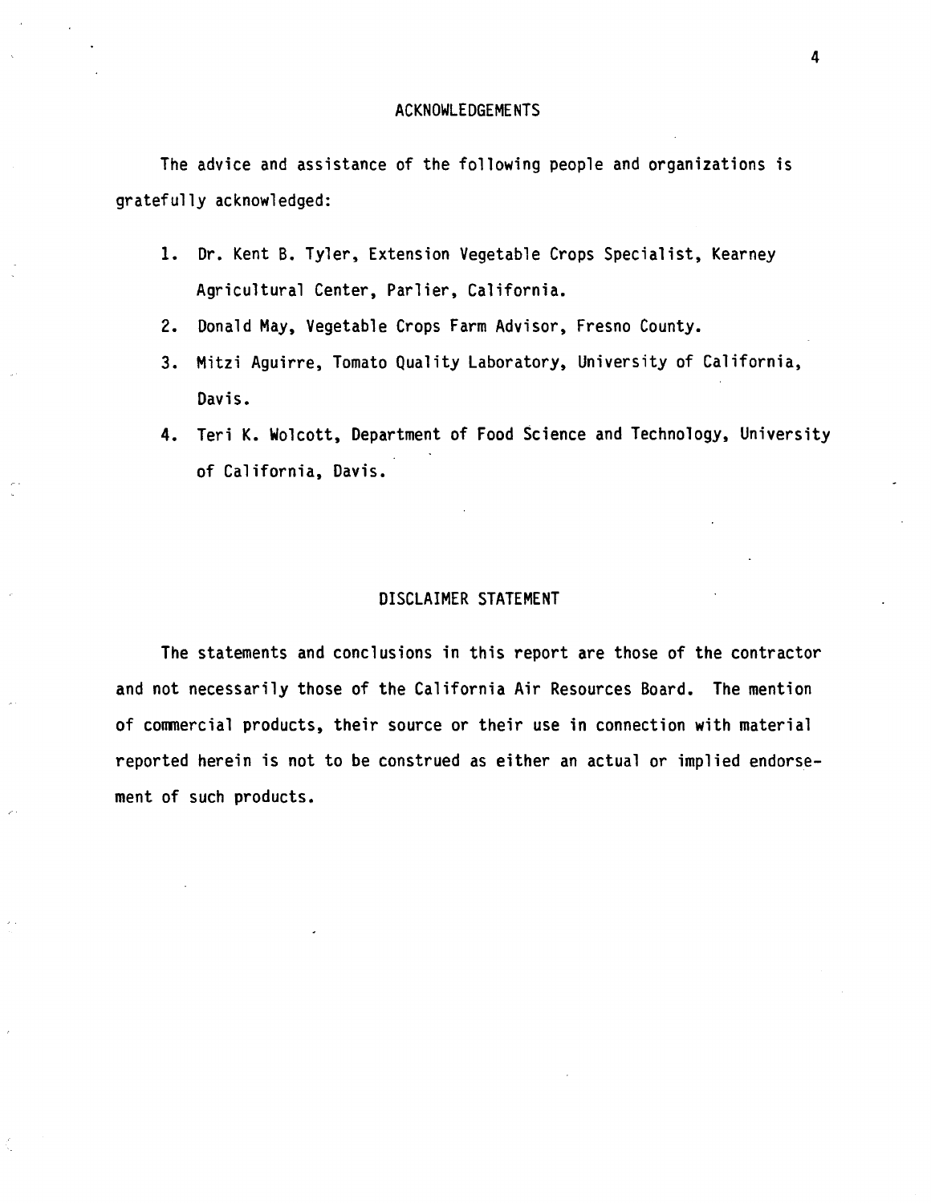## ACKNOWLEDGEMENTS

The advice and assistance of the following people and organizations is gratefully acknowledged:

1. Dr. Kent B. Tyler, Extension Vegetable Crops Specialist, Kearney Agricultural Center, Parlier, California.
2. Donald May, Vegetable Crops Farm Advisor, Fresno County.
3. Mitzi Aguirre, Tomato Quality Laboratory, University of California, Davis.
4. Teri K. Wolcott, Department of Food Science and Technology, University of California, Davis.

## DISCLAIMER STATEMENT

The statements and conclusions in this report are those of the contractor and not necessarily those of the California Air Resources Board. The mention of commercial products, their source or their use in connection with material reported herein is not to be construed as either an actual or implied endorsement of such products.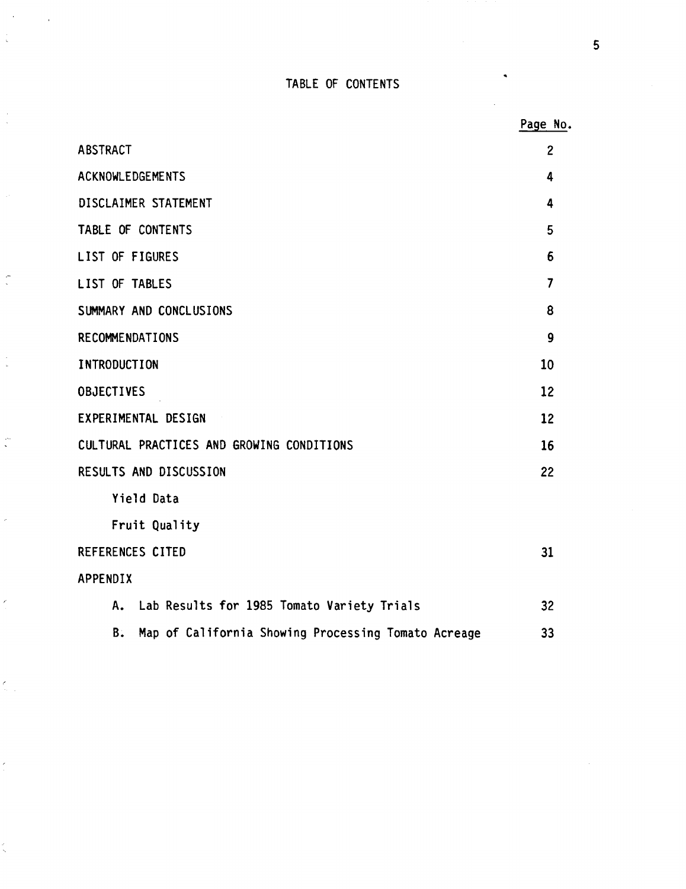# TABLE OF CONTENTS

| | Page No. |
|---|---|
| ABSTRACT | 2 |
| ACKNOWLEDGEMENTS | 4 |
| DISCLAIMER STATEMENT | 4 |
| TABLE OF CONTENTS | 5 |
| LIST OF FIGURES | 6 |
| LIST OF TABLES | 7 |
| SUMMARY AND CONCLUSIONS | 8 |
| RECOMMENDATIONS | 9 |
| INTRODUCTION | 10 |
| OBJECTIVES | 12 |
| EXPERIMENTAL DESIGN | 12 |
| CULTURAL PRACTICES AND GROWING CONDITIONS | 16 |
| RESULTS AND DISCUSSION | 22 |
| Yield Data | |
| Fruit Quality | |
| REFERENCES CITED | 31 |
| APPENDIX | |
| A. Lab Results for 1985 Tomato Variety Trials | 32 |
| B. Map of California Showing Processing Tomato Acreage | 33 |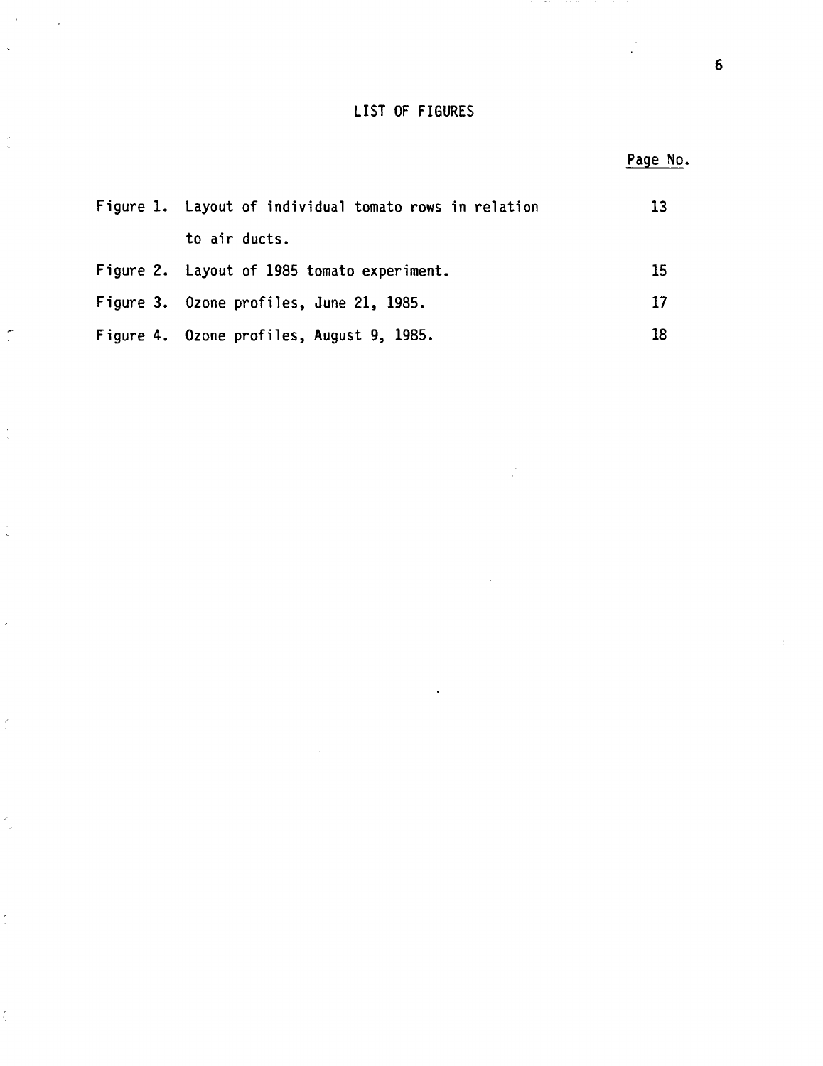# LIST OF FIGURES

| | Page No. |
|---|---|
| Figure 1. Layout of individual tomato rows in relation to air ducts. | 13 |
| Figure 2. Layout of 1985 tomato experiment. | 15 |
| Figure 3. Ozone profiles, June 21, 1985. | 17 |
| Figure 4. Ozone profiles, August 9, 1985. | 18 |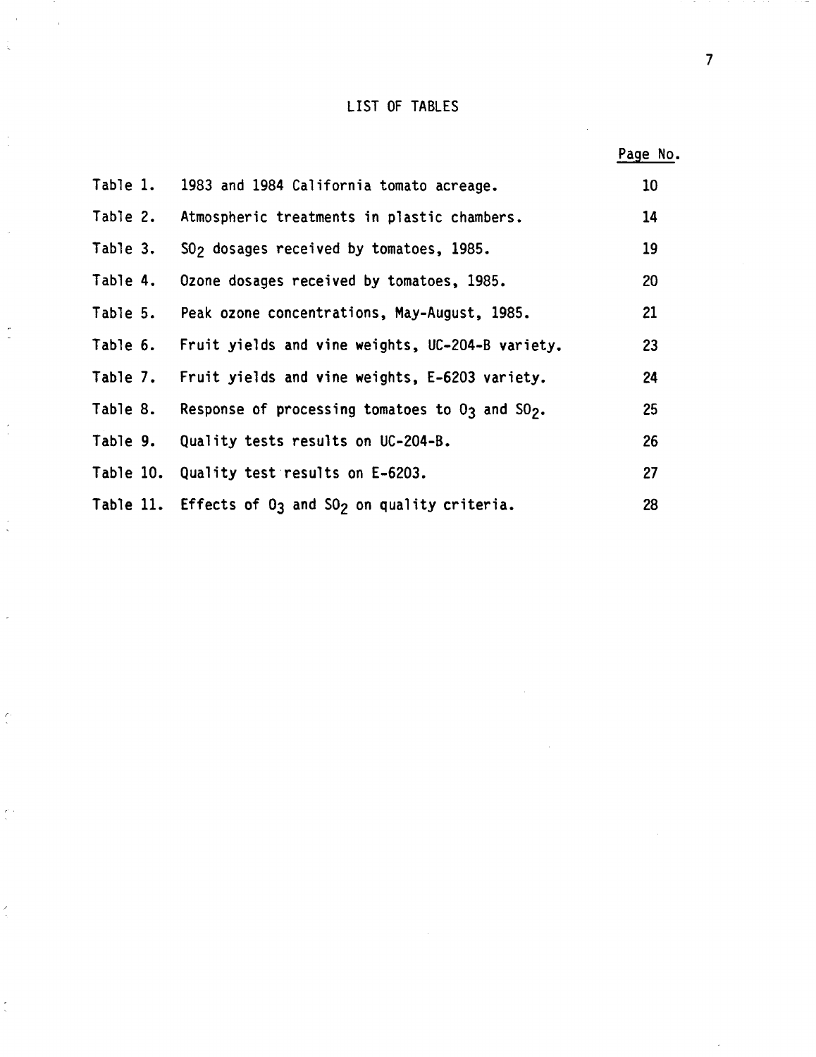# LIST OF TABLES

| | | Page No. |
|---|---|---|
| Table 1. | 1983 and 1984 California tomato acreage. | 10 |
| Table 2. | Atmospheric treatments in plastic chambers. | 14 |
| Table 3. | $SO_2$ dosages received by tomatoes, 1985. | 19 |
| Table 4. | Ozone dosages received by tomatoes, 1985. | 20 |
| Table 5. | Peak ozone concentrations, May-August, 1985. | 21 |
| Table 6. | Fruit yields and vine weights, UC-204-B variety. | 23 |
| Table 7. | Fruit yields and vine weights, E-6203 variety. | 24 |
| Table 8. | Response of processing tomatoes to $O_3$ and $SO_2$. | 25 |
| Table 9. | Quality tests results on UC-204-B. | 26 |
| Table 10. | Quality test results on E-6203. | 27 |
| Table 11. | Effects of $O_3$ and $SO_2$ on quality criteria. | 28 |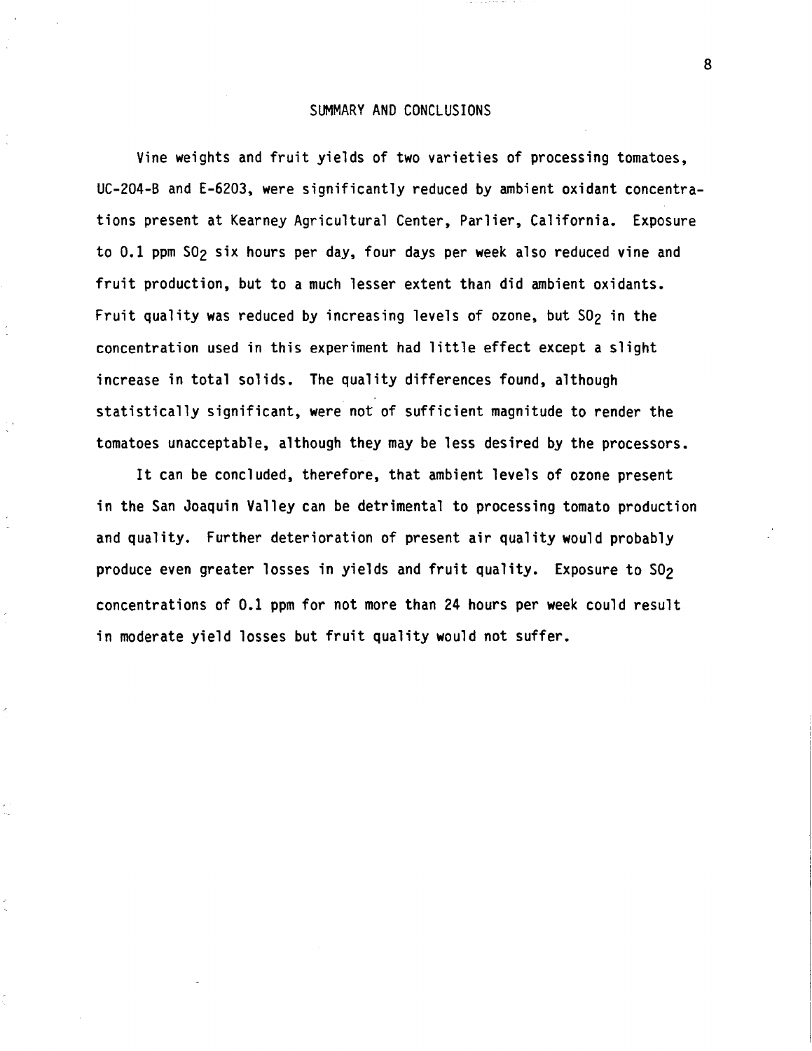## SUMMARY AND CONCLUSIONS

Vine weights and fruit yields of two varieties of processing tomatoes, UC-204-B and E-6203, were significantly reduced by ambient oxidant concentrations present at Kearney Agricultural Center, Parlier, California. Exposure to 0.1 ppm $SO_2$ six hours per day, four days per week also reduced vine and fruit production, but to a much lesser extent than did ambient oxidants. Fruit quality was reduced by increasing levels of ozone, but $SO_2$ in the concentration used in this experiment had little effect except a slight increase in total solids. The quality differences found, although statistically significant, were not of sufficient magnitude to render the tomatoes unacceptable, although they may be less desired by the processors.

It can be concluded, therefore, that ambient levels of ozone present in the San Joaquin Valley can be detrimental to processing tomato production and quality. Further deterioration of present air quality would probably produce even greater losses in yields and fruit quality. Exposure to $SO_2$ concentrations of 0.1 ppm for not more than 24 hours per week could result in moderate yield losses but fruit quality would not suffer.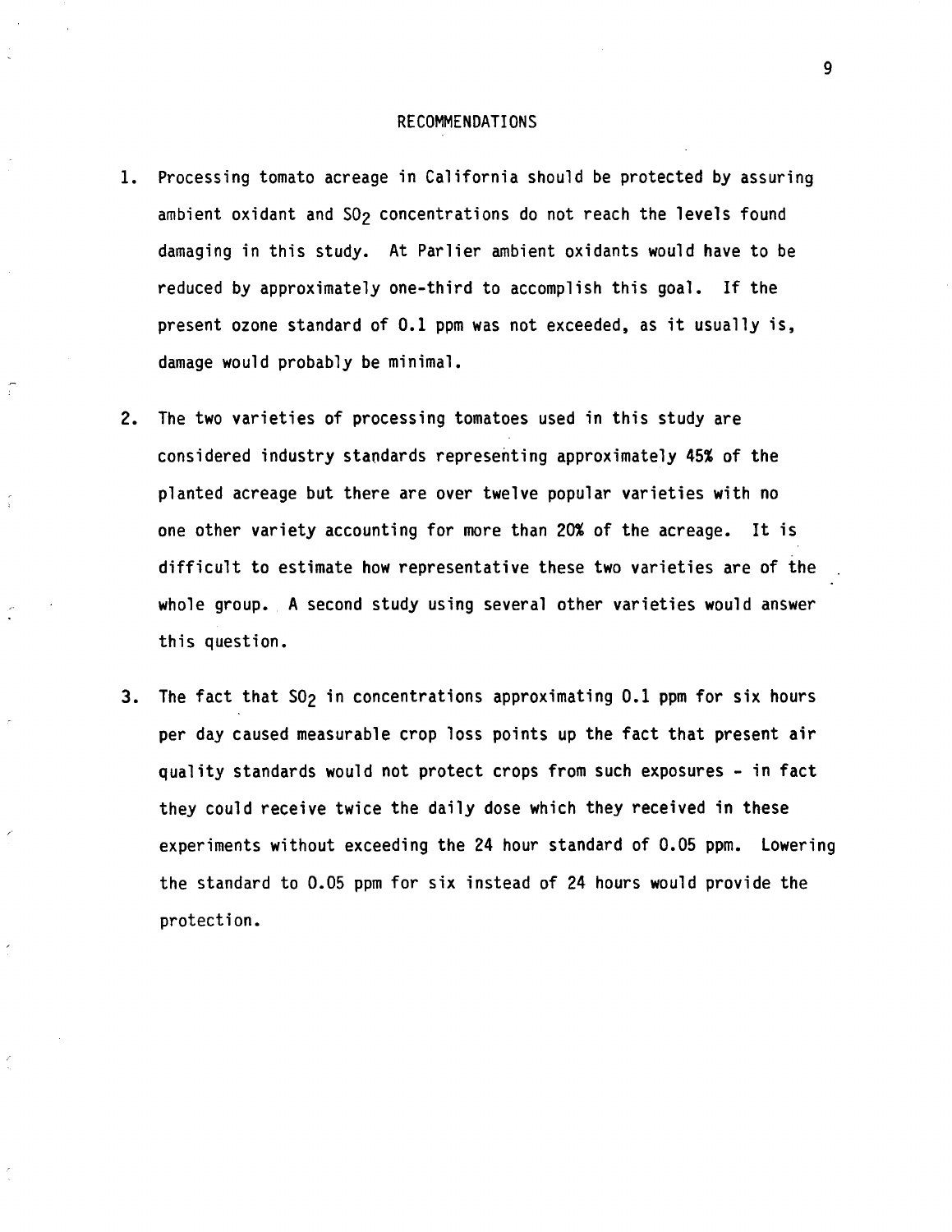# RECOMMENDATIONS

1. Processing tomato acreage in California should be protected by assuring ambient oxidant and $SO_2$ concentrations do not reach the levels found damaging in this study. At Parlier ambient oxidants would have to be reduced by approximately one-third to accomplish this goal. If the present ozone standard of 0.1 ppm was not exceeded, as it usually is, damage would probably be minimal.

2. The two varieties of processing tomatoes used in this study are considered industry standards representing approximately 45% of the planted acreage but there are over twelve popular varieties with no one other variety accounting for more than 20% of the acreage. It is difficult to estimate how representative these two varieties are of the whole group. A second study using several other varieties would answer this question.

3. The fact that $SO_2$ in concentrations approximating 0.1 ppm for six hours per day caused measurable crop loss points up the fact that present air quality standards would not protect crops from such exposures - in fact they could receive twice the daily dose which they received in these experiments without exceeding the 24 hour standard of 0.05 ppm. Lowering the standard to 0.05 ppm for six instead of 24 hours would provide the protection.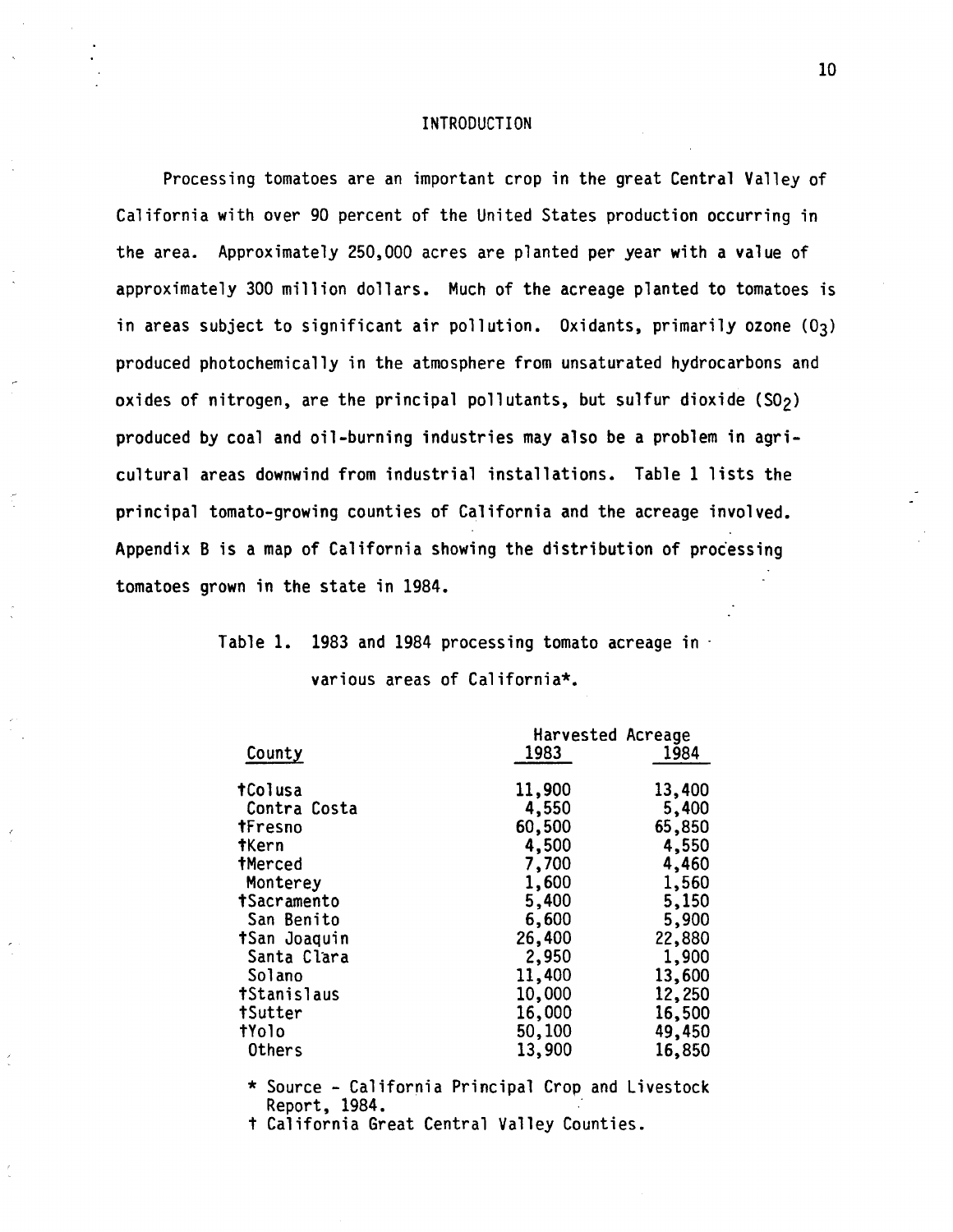## INTRODUCTION

Processing tomatoes are an important crop in the great Central Valley of California with over 90 percent of the United States production occurring in the area. Approximately 250,000 acres are planted per year with a value of approximately 300 million dollars. Much of the acreage planted to tomatoes is in areas subject to significant air pollution. Oxidants, primarily ozone ($O_3$) produced photochemically in the atmosphere from unsaturated hydrocarbons and oxides of nitrogen, are the principal pollutants, but sulfur dioxide ($SO_2$) produced by coal and oil-burning industries may also be a problem in agricultural areas downwind from industrial installations. Table 1 lists the principal tomato-growing counties of California and the acreage involved. Appendix B is a map of California showing the distribution of processing tomatoes grown in the state in 1984.

Table 1. 1983 and 1984 processing tomato acreage in various areas of California*.

| County | Harvested Acreage | |
|---|---|---|
| | 1983 | 1984 |
| †Colusa | 11,900 | 13,400 |
| Contra Costa | 4,550 | 5,400 |
| †Fresno | 60,500 | 65,850 |
| †Kern | 4,500 | 4,550 |
| †Merced | 7,700 | 4,460 |
| Monterey | 1,600 | 1,560 |
| †Sacramento | 5,400 | 5,150 |
| San Benito | 6,600 | 5,900 |
| †San Joaquin | 26,400 | 22,880 |
| Santa Clara | 2,950 | 1,900 |
| Solano | 11,400 | 13,600 |
| †Stanislaus | 10,000 | 12,250 |
| †Sutter | 16,000 | 16,500 |
| †Yolo | 50,100 | 49,450 |
| Others | 13,900 | 16,850 |

\* Source - California Principal Crop and Livestock Report, 1984.

† California Great Central Valley Counties.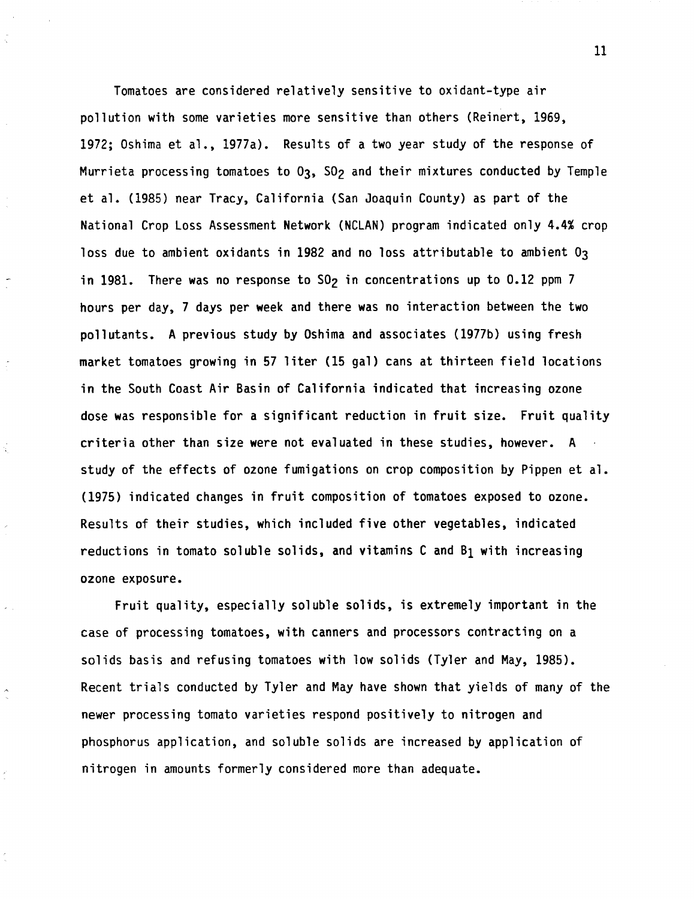Tomatoes are considered relatively sensitive to oxidant-type air pollution with some varieties more sensitive than others (Reinert, 1969, 1972; Oshima et al., 1977a). Results of a two year study of the response of Murrieta processing tomatoes to $O_3$, $SO_2$ and their mixtures conducted by Temple et al. (1985) near Tracy, California (San Joaquin County) as part of the National Crop Loss Assessment Network (NCLAN) program indicated only 4.4% crop loss due to ambient oxidants in 1982 and no loss attributable to ambient $O_3$ in 1981. There was no response to $SO_2$ in concentrations up to 0.12 ppm 7 hours per day, 7 days per week and there was no interaction between the two pollutants. A previous study by Oshima and associates (1977b) using fresh market tomatoes growing in 57 liter (15 gal) cans at thirteen field locations in the South Coast Air Basin of California indicated that increasing ozone dose was responsible for a significant reduction in fruit size. Fruit quality criteria other than size were not evaluated in these studies, however. A study of the effects of ozone fumigations on crop composition by Pippen et al. (1975) indicated changes in fruit composition of tomatoes exposed to ozone. Results of their studies, which included five other vegetables, indicated reductions in tomato soluble solids, and vitamins C and $B_1$ with increasing ozone exposure.

Fruit quality, especially soluble solids, is extremely important in the case of processing tomatoes, with canners and processors contracting on a solids basis and refusing tomatoes with low solids (Tyler and May, 1985). Recent trials conducted by Tyler and May have shown that yields of many of the newer processing tomato varieties respond positively to nitrogen and phosphorus application, and soluble solids are increased by application of nitrogen in amounts formerly considered more than adequate.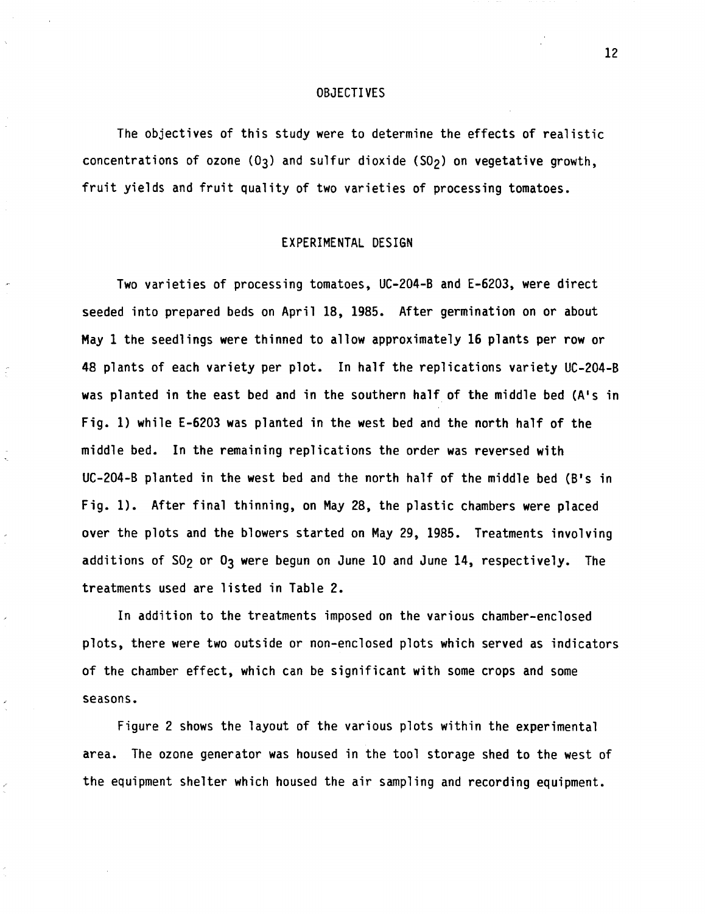## OBJECTIVES

The objectives of this study were to determine the effects of realistic concentrations of ozone ($O_3$) and sulfur dioxide ($SO_2$) on vegetative growth, fruit yields and fruit quality of two varieties of processing tomatoes.

## EXPERIMENTAL DESIGN

Two varieties of processing tomatoes, UC-204-B and E-6203, were direct seeded into prepared beds on April 18, 1985. After germination on or about May 1 the seedlings were thinned to allow approximately 16 plants per row or 48 plants of each variety per plot. In half the replications variety UC-204-B was planted in the east bed and in the southern half of the middle bed (A's in Fig. 1) while E-6203 was planted in the west bed and the north half of the middle bed. In the remaining replications the order was reversed with UC-204-B planted in the west bed and the north half of the middle bed (B's in Fig. 1). After final thinning, on May 28, the plastic chambers were placed over the plots and the blowers started on May 29, 1985. Treatments involving additions of $SO_2$ or $O_3$ were begun on June 10 and June 14, respectively. The treatments used are listed in Table 2.

In addition to the treatments imposed on the various chamber-enclosed plots, there were two outside or non-enclosed plots which served as indicators of the chamber effect, which can be significant with some crops and some seasons.

Figure 2 shows the layout of the various plots within the experimental area. The ozone generator was housed in the tool storage shed to the west of the equipment shelter which housed the air sampling and recording equipment.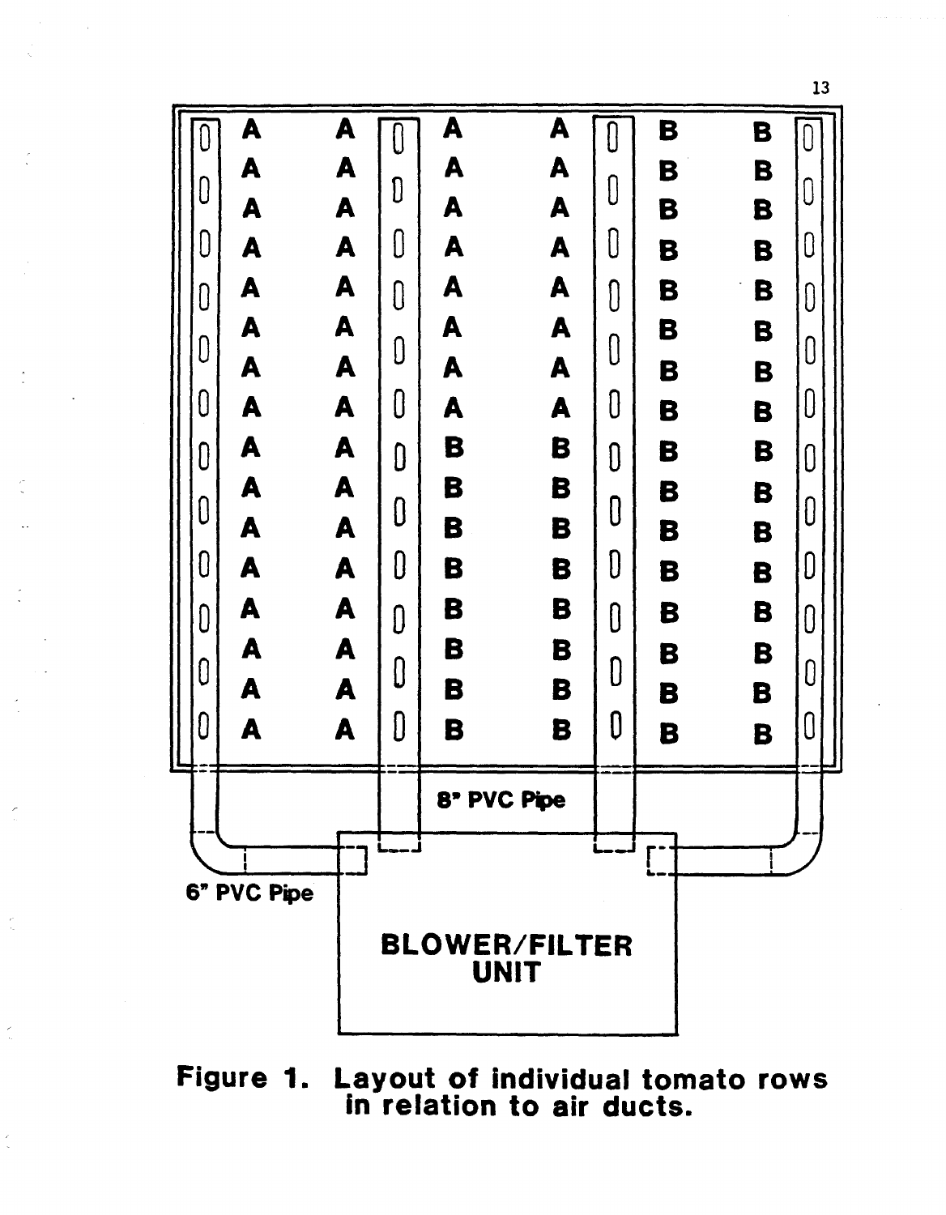Figure 1. Layout of individual tomato rows in relation to air ducts.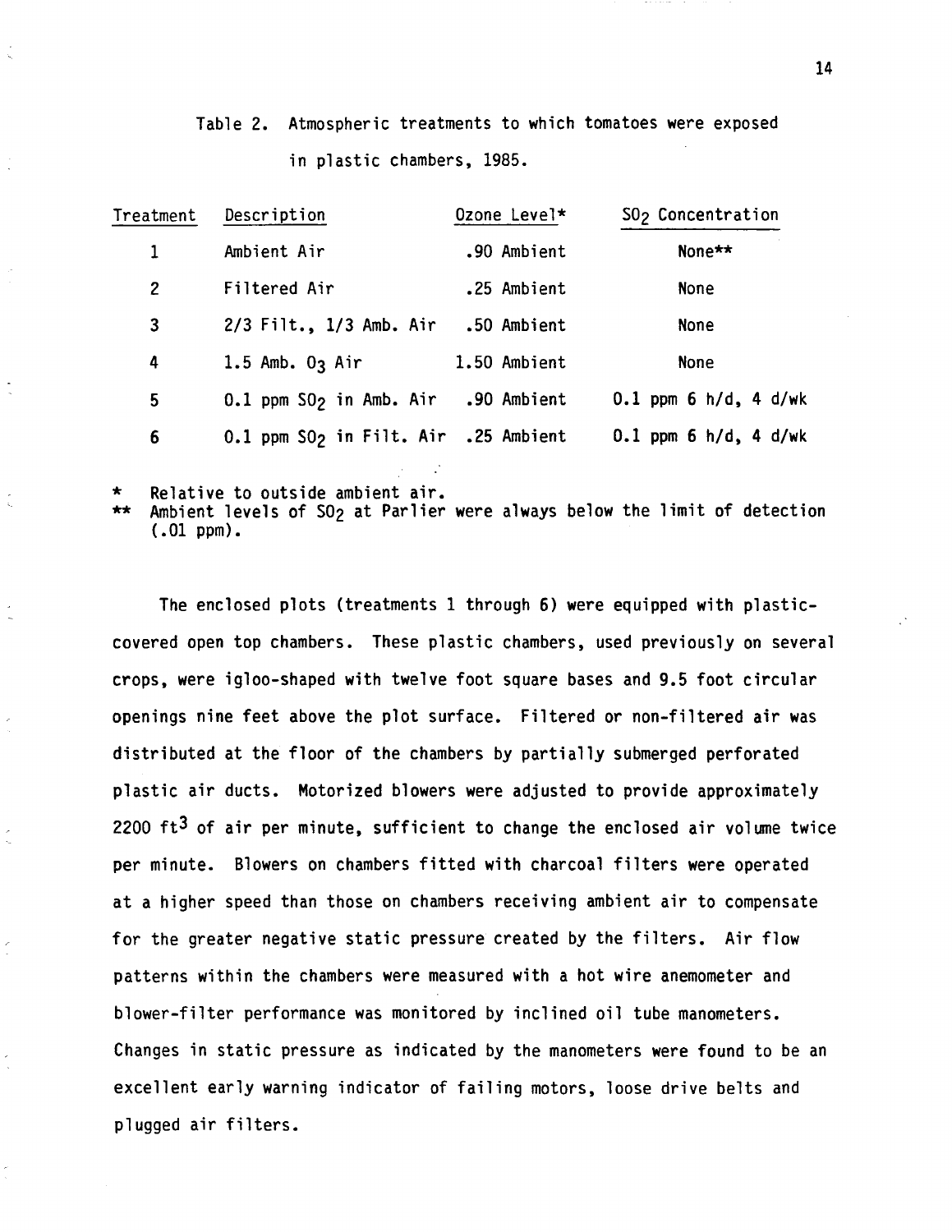Table 2. Atmospheric treatments to which tomatoes were exposed in plastic chambers, 1985.

| Treatment | Description | Ozone Level* | $SO_2$ Concentration |
|---|---|---|---|
| 1 | Ambient Air | .90 Ambient | None** |
| 2 | Filtered Air | .25 Ambient | None |
| 3 | 2/3 Filt., 1/3 Amb. Air | .50 Ambient | None |
| 4 | 1.5 Amb. $O_3$ Air | 1.50 Ambient | None |
| 5 | 0.1 ppm $SO_2$ in Amb. Air | .90 Ambient | 0.1 ppm 6 h/d, 4 d/wk |
| 6 | 0.1 ppm $SO_2$ in Filt. Air | .25 Ambient | 0.1 ppm 6 h/d, 4 d/wk |

\* Relative to outside ambient air.
\** Ambient levels of $SO_2$ at Parlier were always below the limit of detection (.01 ppm).

The enclosed plots (treatments 1 through 6) were equipped with plastic-covered open top chambers. These plastic chambers, used previously on several crops, were igloo-shaped with twelve foot square bases and 9.5 foot circular openings nine feet above the plot surface. Filtered or non-filtered air was distributed at the floor of the chambers by partially submerged perforated plastic air ducts. Motorized blowers were adjusted to provide approximately 2200 $ft^3$ of air per minute, sufficient to change the enclosed air volume twice per minute. Blowers on chambers fitted with charcoal filters were operated at a higher speed than those on chambers receiving ambient air to compensate for the greater negative static pressure created by the filters. Air flow patterns within the chambers were measured with a hot wire anemometer and blower-filter performance was monitored by inclined oil tube manometers. Changes in static pressure as indicated by the manometers were found to be an excellent early warning indicator of failing motors, loose drive belts and plugged air filters.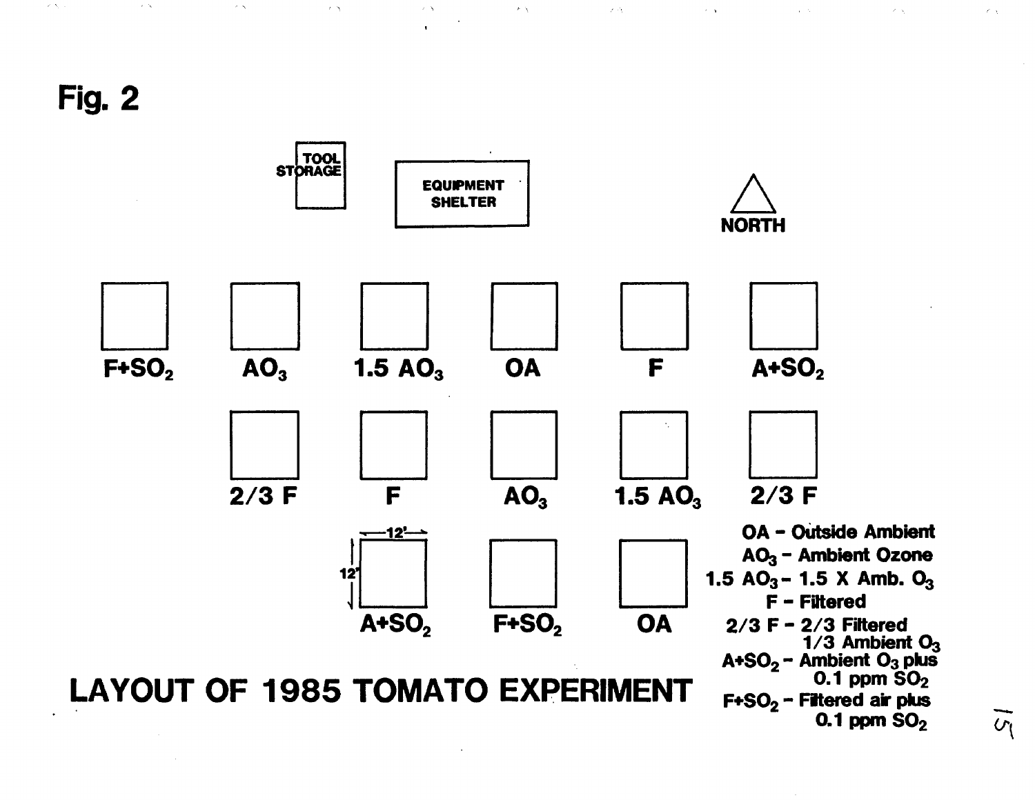# Fig. 2

TOOL STORAGE

EQUIPMENT SHELTER

NORTH

| $F+SO_2$ | $AO_3$ | $1.5\ AO_3$ | OA | F | $A+SO_2$ |
|---|---|---|---|---|---|
| | 2/3 F | F | $AO_3$ | $1.5\ AO_3$ | 2/3 F |
| | | $A+SO_2$ | $F+SO_2$ | OA | |

12' × 12'

OA - Outside Ambient
$AO_3$ - Ambient Ozone
$1.5\ AO_3$ - 1.5 X Amb. $O_3$
F - Filtered
2/3 F - 2/3 Filtered 1/3 Ambient $O_3$
$A+SO_2$ - Ambient $O_3$ plus 0.1 ppm $SO_2$
$F+SO_2$ - Filtered air plus 0.1 ppm $SO_2$

**LAYOUT OF 1985 TOMATO EXPERIMENT**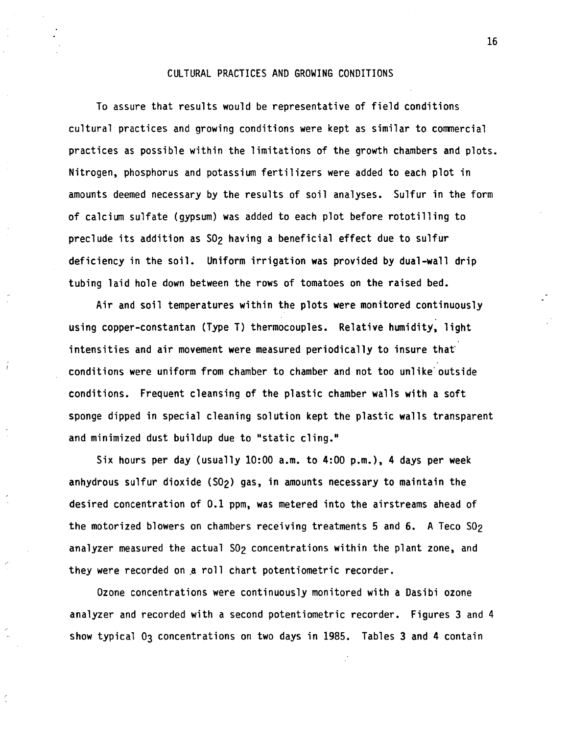## CULTURAL PRACTICES AND GROWING CONDITIONS

To assure that results would be representative of field conditions cultural practices and growing conditions were kept as similar to commercial practices as possible within the limitations of the growth chambers and plots. Nitrogen, phosphorus and potassium fertilizers were added to each plot in amounts deemed necessary by the results of soil analyses. Sulfur in the form of calcium sulfate (gypsum) was added to each plot before rototilling to preclude its addition as $SO_2$ having a beneficial effect due to sulfur deficiency in the soil. Uniform irrigation was provided by dual-wall drip tubing laid hole down between the rows of tomatoes on the raised bed.

Air and soil temperatures within the plots were monitored continuously using copper-constantan (Type T) thermocouples. Relative humidity, light intensities and air movement were measured periodically to insure that conditions were uniform from chamber to chamber and not too unlike outside conditions. Frequent cleansing of the plastic chamber walls with a soft sponge dipped in special cleaning solution kept the plastic walls transparent and minimized dust buildup due to "static cling."

Six hours per day (usually 10:00 a.m. to 4:00 p.m.), 4 days per week anhydrous sulfur dioxide ($SO_2$) gas, in amounts necessary to maintain the desired concentration of 0.1 ppm, was metered into the airstreams ahead of the motorized blowers on chambers receiving treatments 5 and 6. A Teco $SO_2$ analyzer measured the actual $SO_2$ concentrations within the plant zone, and they were recorded on a roll chart potentiometric recorder.

Ozone concentrations were continuously monitored with a Dasibi ozone analyzer and recorded with a second potentiometric recorder. Figures 3 and 4 show typical $O_3$ concentrations on two days in 1985. Tables 3 and 4 contain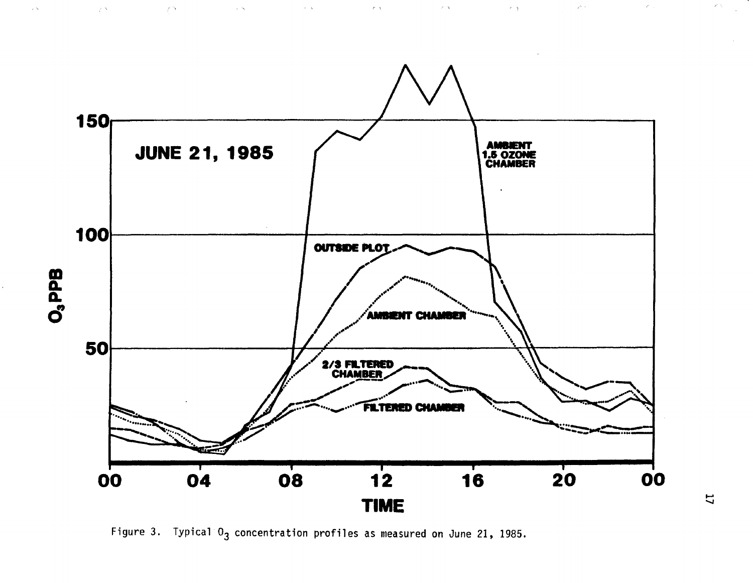Figure 3. Typical $O_3$ concentration profiles as measured on June 21, 1985.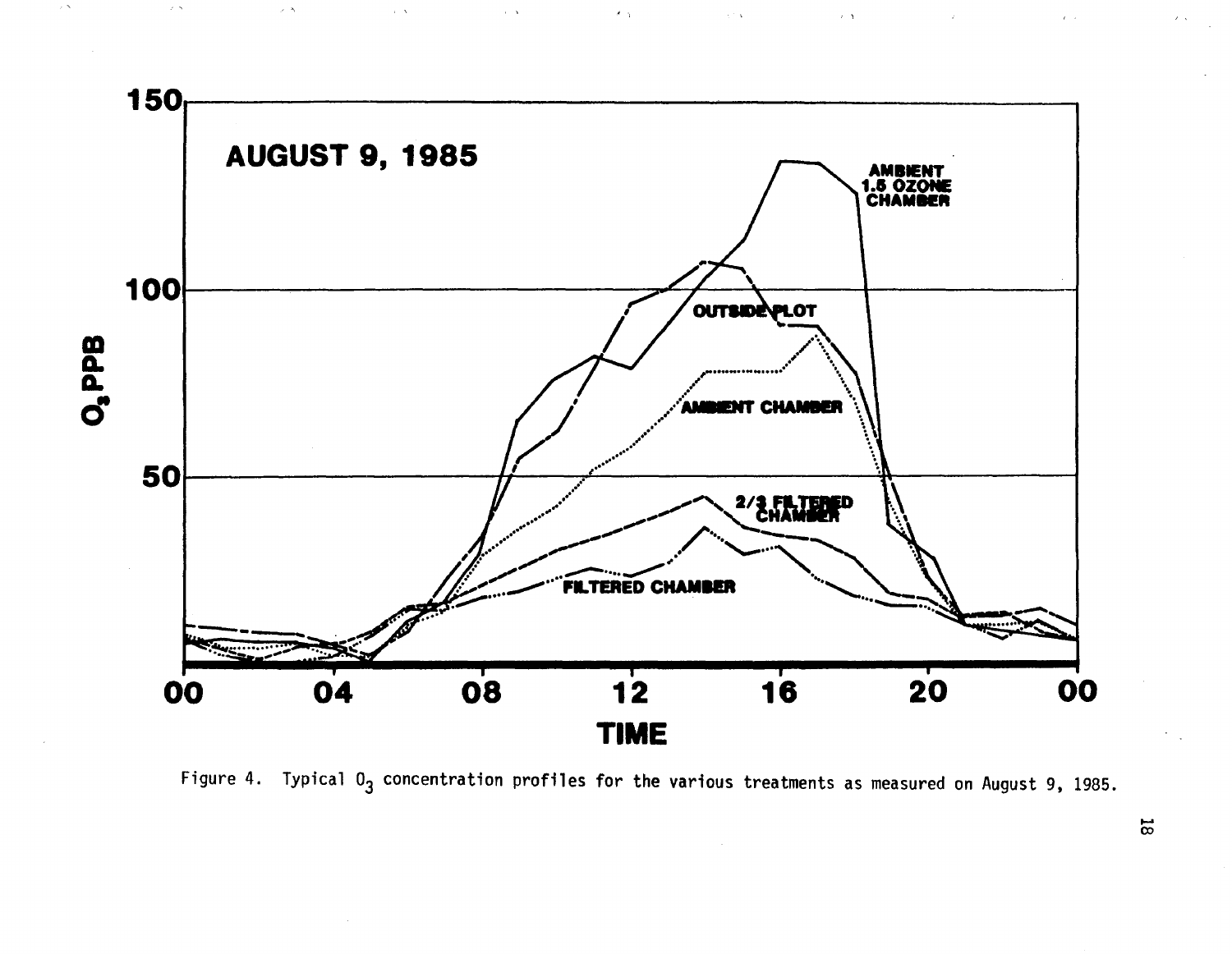Figure 4. Typical $O_3$ concentration profiles for the various treatments as measured on August 9, 1985.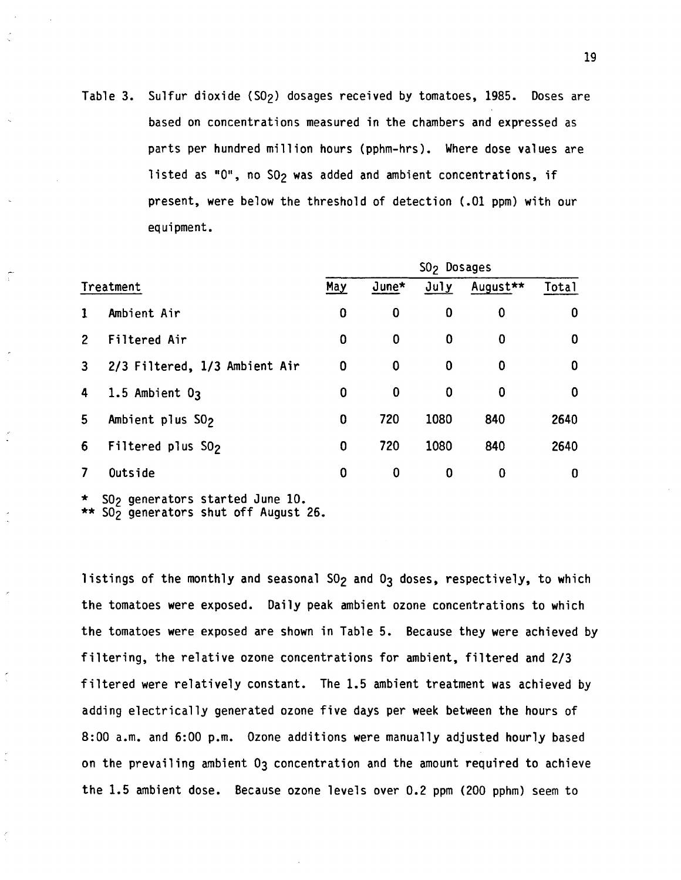Table 3. Sulfur dioxide ($SO_2$) dosages received by tomatoes, 1985. Doses are based on concentrations measured in the chambers and expressed as parts per hundred million hours (pphm-hrs). Where dose values are listed as "0", no $SO_2$ was added and ambient concentrations, if present, were below the threshold of detection (.01 ppm) with our equipment.

| Treatment | | $SO_2$ Dosages | | | | |
|---|---|---|---|---|---|---|
| | | May | June* | July | August** | Total |
| 1 | Ambient Air | 0 | 0 | 0 | 0 | 0 |
| 2 | Filtered Air | 0 | 0 | 0 | 0 | 0 |
| 3 | 2/3 Filtered, 1/3 Ambient Air | 0 | 0 | 0 | 0 | 0 |
| 4 | 1.5 Ambient $O_3$ | 0 | 0 | 0 | 0 | 0 |
| 5 | Ambient plus $SO_2$ | 0 | 720 | 1080 | 840 | 2640 |
| 6 | Filtered plus $SO_2$ | 0 | 720 | 1080 | 840 | 2640 |
| 7 | Outside | 0 | 0 | 0 | 0 | 0 |

\* $SO_2$ generators started June 10.
\*\* $SO_2$ generators shut off August 26.

listings of the monthly and seasonal $SO_2$ and $O_3$ doses, respectively, to which the tomatoes were exposed. Daily peak ambient ozone concentrations to which the tomatoes were exposed are shown in Table 5. Because they were achieved by filtering, the relative ozone concentrations for ambient, filtered and 2/3 filtered were relatively constant. The 1.5 ambient treatment was achieved by adding electrically generated ozone five days per week between the hours of 8:00 a.m. and 6:00 p.m. Ozone additions were manually adjusted hourly based on the prevailing ambient $O_3$ concentration and the amount required to achieve the 1.5 ambient dose. Because ozone levels over 0.2 ppm (200 pphm) seem to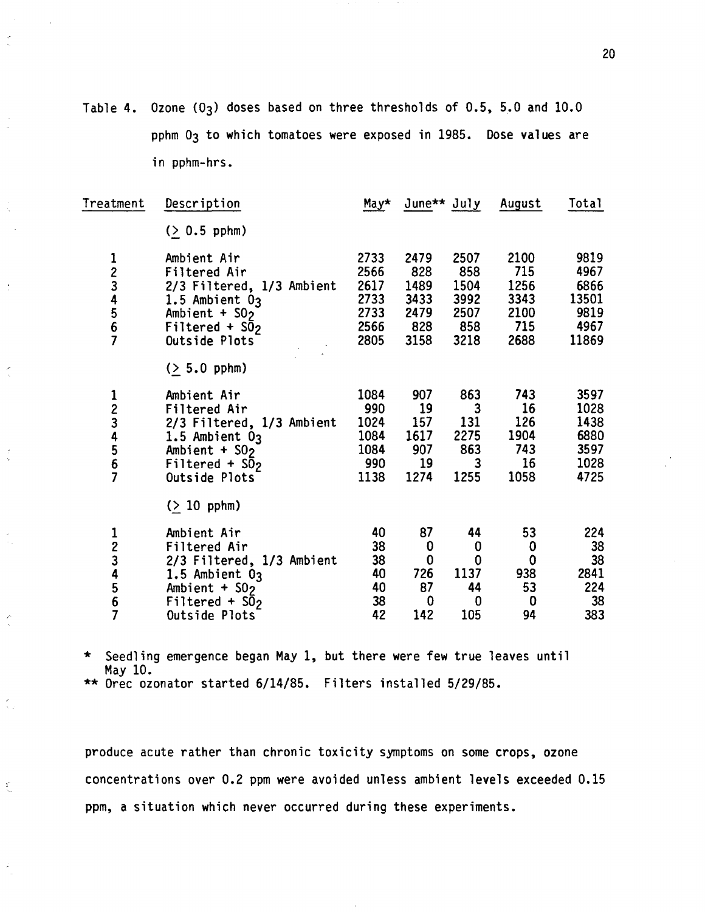Table 4. Ozone ($O_3$) doses based on three thresholds of 0.5, 5.0 and 10.0 pphm $O_3$ to which tomatoes were exposed in 1985. Dose values are in pphm-hrs.

| Treatment | Description | May* | June** | July | August | Total |
|---|---|---|---|---|---|---|
| | (≥ 0.5 pphm) | | | | | |
| 1 | Ambient Air | 2733 | 2479 | 2507 | 2100 | 9819 |
| 2 | Filtered Air | 2566 | 828 | 858 | 715 | 4967 |
| 3 | 2/3 Filtered, 1/3 Ambient | 2617 | 1489 | 1504 | 1256 | 6866 |
| 4 | 1.5 Ambient $O_3$ | 2733 | 3433 | 3992 | 3343 | 13501 |
| 5 | Ambient + $SO_2$ | 2733 | 2479 | 2507 | 2100 | 9819 |
| 6 | Filtered + $SO_2$ | 2566 | 828 | 858 | 715 | 4967 |
| 7 | Outside Plots | 2805 | 3158 | 3218 | 2688 | 11869 |
| | (≥ 5.0 pphm) | | | | | |
| 1 | Ambient Air | 1084 | 907 | 863 | 743 | 3597 |
| 2 | Filtered Air | 990 | 19 | 3 | 16 | 1028 |
| 3 | 2/3 Filtered, 1/3 Ambient | 1024 | 157 | 131 | 126 | 1438 |
| 4 | 1.5 Ambient $O_3$ | 1084 | 1617 | 2275 | 1904 | 6880 |
| 5 | Ambient + $SO_2$ | 1084 | 907 | 863 | 743 | 3597 |
| 6 | Filtered + $SO_2$ | 990 | 19 | 3 | 16 | 1028 |
| 7 | Outside Plots | 1138 | 1274 | 1255 | 1058 | 4725 |
| | (≥ 10 pphm) | | | | | |
| 1 | Ambient Air | 40 | 87 | 44 | 53 | 224 |
| 2 | Filtered Air | 38 | 0 | 0 | 0 | 38 |
| 3 | 2/3 Filtered, 1/3 Ambient | 38 | 0 | 0 | 0 | 38 |
| 4 | 1.5 Ambient $O_3$ | 40 | 726 | 1137 | 938 | 2841 |
| 5 | Ambient + $SO_2$ | 40 | 87 | 44 | 53 | 224 |
| 6 | Filtered + $SO_2$ | 38 | 0 | 0 | 0 | 38 |
| 7 | Outside Plots | 42 | 142 | 105 | 94 | 383 |

\* Seedling emergence began May 1, but there were few true leaves until May 10.

\*\* Orec ozonator started 6/14/85. Filters installed 5/29/85.

produce acute rather than chronic toxicity symptoms on some crops, ozone concentrations over 0.2 ppm were avoided unless ambient levels exceeded 0.15 ppm, a situation which never occurred during these experiments.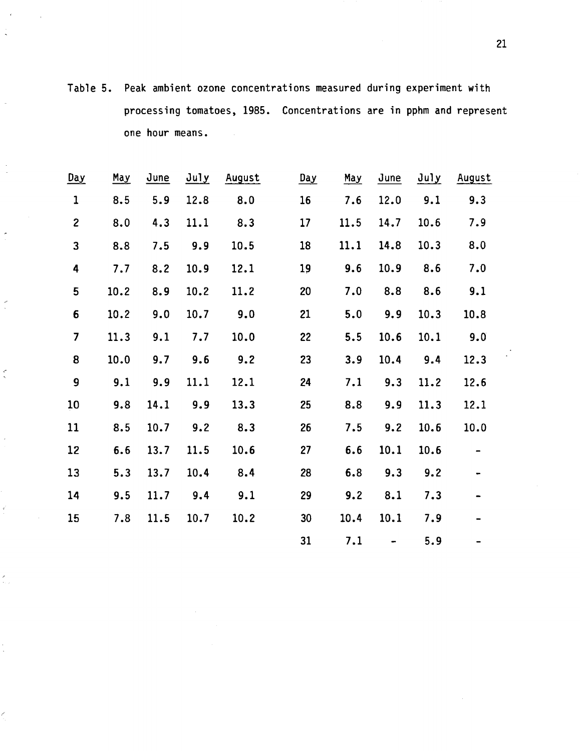Table 5. Peak ambient ozone concentrations measured during experiment with processing tomatoes, 1985. Concentrations are in pphm and represent one hour means.

| Day | May | June | July | August | Day | May | June | July | August |
|---|---|---|---|---|---|---|---|---|---|
| 1 | 8.5 | 5.9 | 12.8 | 8.0 | 16 | 7.6 | 12.0 | 9.1 | 9.3 |
| 2 | 8.0 | 4.3 | 11.1 | 8.3 | 17 | 11.5 | 14.7 | 10.6 | 7.9 |
| 3 | 8.8 | 7.5 | 9.9 | 10.5 | 18 | 11.1 | 14.8 | 10.3 | 8.0 |
| 4 | 7.7 | 8.2 | 10.9 | 12.1 | 19 | 9.6 | 10.9 | 8.6 | 7.0 |
| 5 | 10.2 | 8.9 | 10.2 | 11.2 | 20 | 7.0 | 8.8 | 8.6 | 9.1 |
| 6 | 10.2 | 9.0 | 10.7 | 9.0 | 21 | 5.0 | 9.9 | 10.3 | 10.8 |
| 7 | 11.3 | 9.1 | 7.7 | 10.0 | 22 | 5.5 | 10.6 | 10.1 | 9.0 |
| 8 | 10.0 | 9.7 | 9.6 | 9.2 | 23 | 3.9 | 10.4 | 9.4 | 12.3 |
| 9 | 9.1 | 9.9 | 11.1 | 12.1 | 24 | 7.1 | 9.3 | 11.2 | 12.6 |
| 10 | 9.8 | 14.1 | 9.9 | 13.3 | 25 | 8.8 | 9.9 | 11.3 | 12.1 |
| 11 | 8.5 | 10.7 | 9.2 | 8.3 | 26 | 7.5 | 9.2 | 10.6 | 10.0 |
| 12 | 6.6 | 13.7 | 11.5 | 10.6 | 27 | 6.6 | 10.1 | 10.6 | - |
| 13 | 5.3 | 13.7 | 10.4 | 8.4 | 28 | 6.8 | 9.3 | 9.2 | - |
| 14 | 9.5 | 11.7 | 9.4 | 9.1 | 29 | 9.2 | 8.1 | 7.3 | - |
| 15 | 7.8 | 11.5 | 10.7 | 10.2 | 30 | 10.4 | 10.1 | 7.9 | - |
| | | | | | 31 | 7.1 | - | 5.9 | - |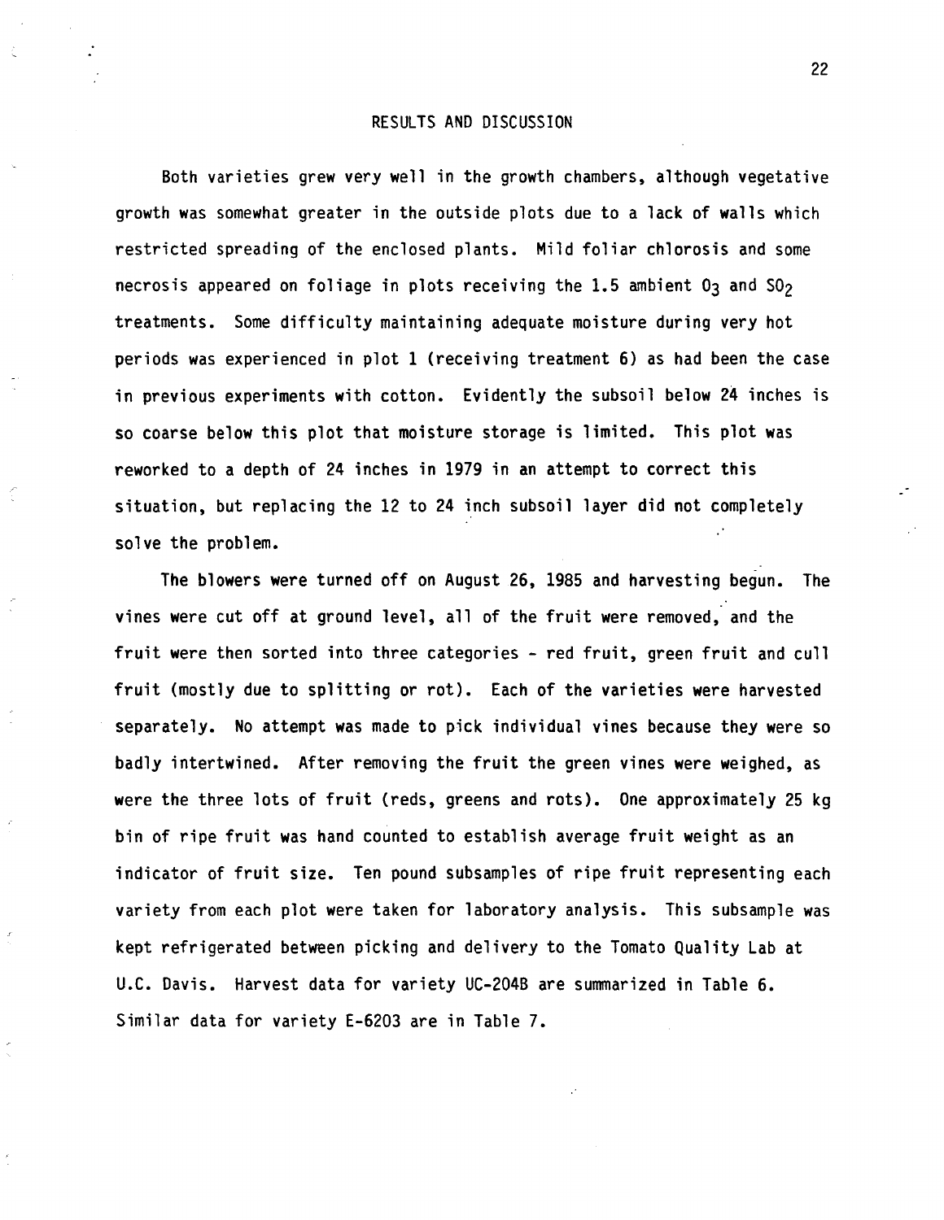# RESULTS AND DISCUSSION

Both varieties grew very well in the growth chambers, although vegetative growth was somewhat greater in the outside plots due to a lack of walls which restricted spreading of the enclosed plants. Mild foliar chlorosis and some necrosis appeared on foliage in plots receiving the 1.5 ambient $O_3$ and $SO_2$ treatments. Some difficulty maintaining adequate moisture during very hot periods was experienced in plot 1 (receiving treatment 6) as had been the case in previous experiments with cotton. Evidently the subsoil below 24 inches is so coarse below this plot that moisture storage is limited. This plot was reworked to a depth of 24 inches in 1979 in an attempt to correct this situation, but replacing the 12 to 24 inch subsoil layer did not completely solve the problem.

The blowers were turned off on August 26, 1985 and harvesting begun. The vines were cut off at ground level, all of the fruit were removed, and the fruit were then sorted into three categories - red fruit, green fruit and cull fruit (mostly due to splitting or rot). Each of the varieties were harvested separately. No attempt was made to pick individual vines because they were so badly intertwined. After removing the fruit the green vines were weighed, as were the three lots of fruit (reds, greens and rots). One approximately 25 kg bin of ripe fruit was hand counted to establish average fruit weight as an indicator of fruit size. Ten pound subsamples of ripe fruit representing each variety from each plot were taken for laboratory analysis. This subsample was kept refrigerated between picking and delivery to the Tomato Quality Lab at U.C. Davis. Harvest data for variety UC-204B are summarized in Table 6. Similar data for variety E-6203 are in Table 7.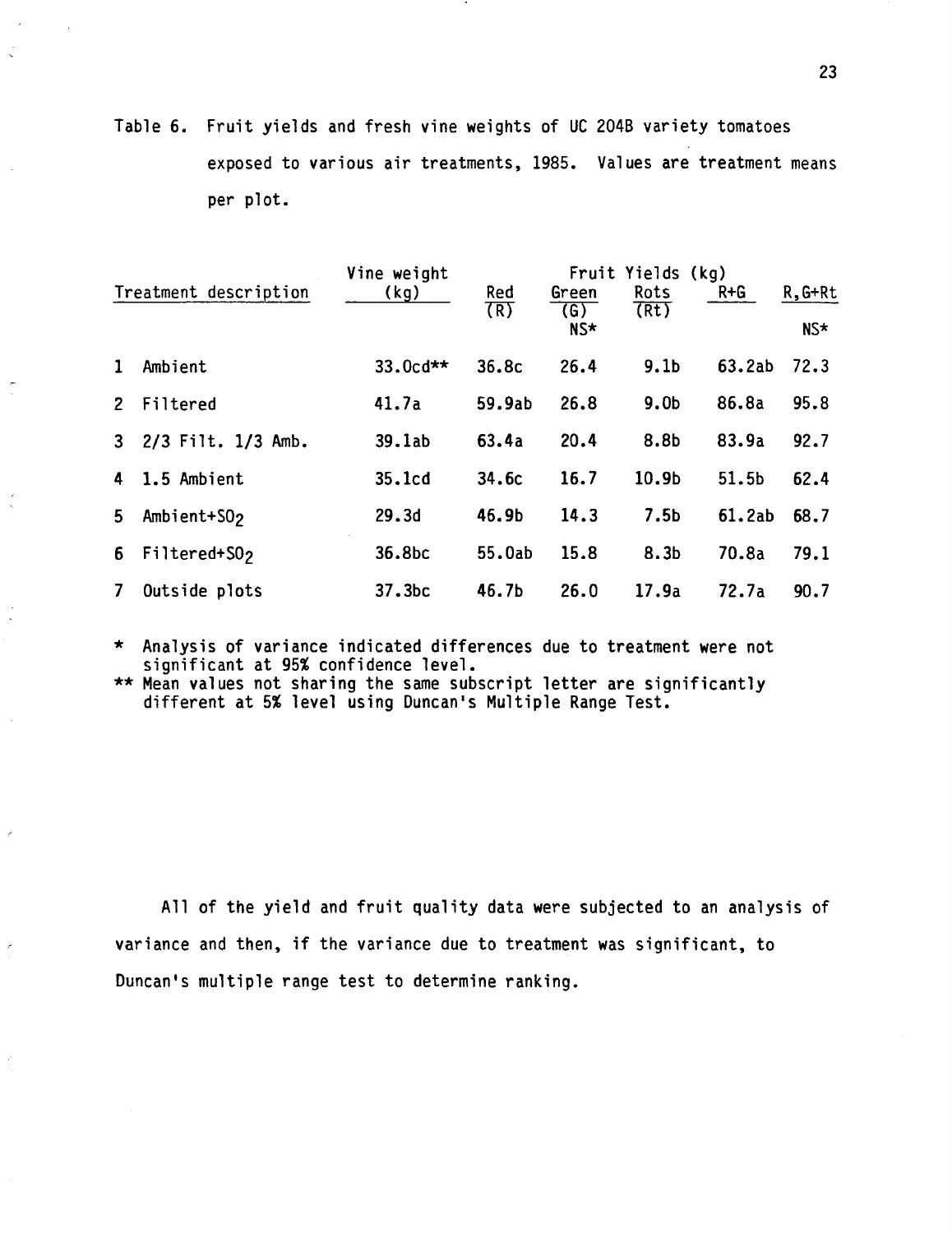Table 6. Fruit yields and fresh vine weights of UC 204B variety tomatoes exposed to various air treatments, 1985. Values are treatment means per plot.

| Treatment description | Vine weight (kg) | Fruit Yields (kg) | | | | |
|---|---|---|---|---|---|---|
| | | Red (R) | Green (G) NS* | Rots (Rt) | R+G | R,G+Rt NS* |
| 1 Ambient | 33.0cd** | 36.8c | 26.4 | 9.1b | 63.2ab | 72.3 |
| 2 Filtered | 41.7a | 59.9ab | 26.8 | 9.0b | 86.8a | 95.8 |
| 3 2/3 Filt. 1/3 Amb. | 39.1ab | 63.4a | 20.4 | 8.8b | 83.9a | 92.7 |
| 4 1.5 Ambient | 35.1cd | 34.6c | 16.7 | 10.9b | 51.5b | 62.4 |
| 5 Ambient+$SO_2$ | 29.3d | 46.9b | 14.3 | 7.5b | 61.2ab | 68.7 |
| 6 Filtered+$SO_2$ | 36.8bc | 55.0ab | 15.8 | 8.3b | 70.8a | 79.1 |
| 7 Outside plots | 37.3bc | 46.7b | 26.0 | 17.9a | 72.7a | 90.7 |

\* Analysis of variance indicated differences due to treatment were not significant at 95% confidence level.

\*\* Mean values not sharing the same subscript letter are significantly different at 5% level using Duncan's Multiple Range Test.

All of the yield and fruit quality data were subjected to an analysis of variance and then, if the variance due to treatment was significant, to Duncan's multiple range test to determine ranking.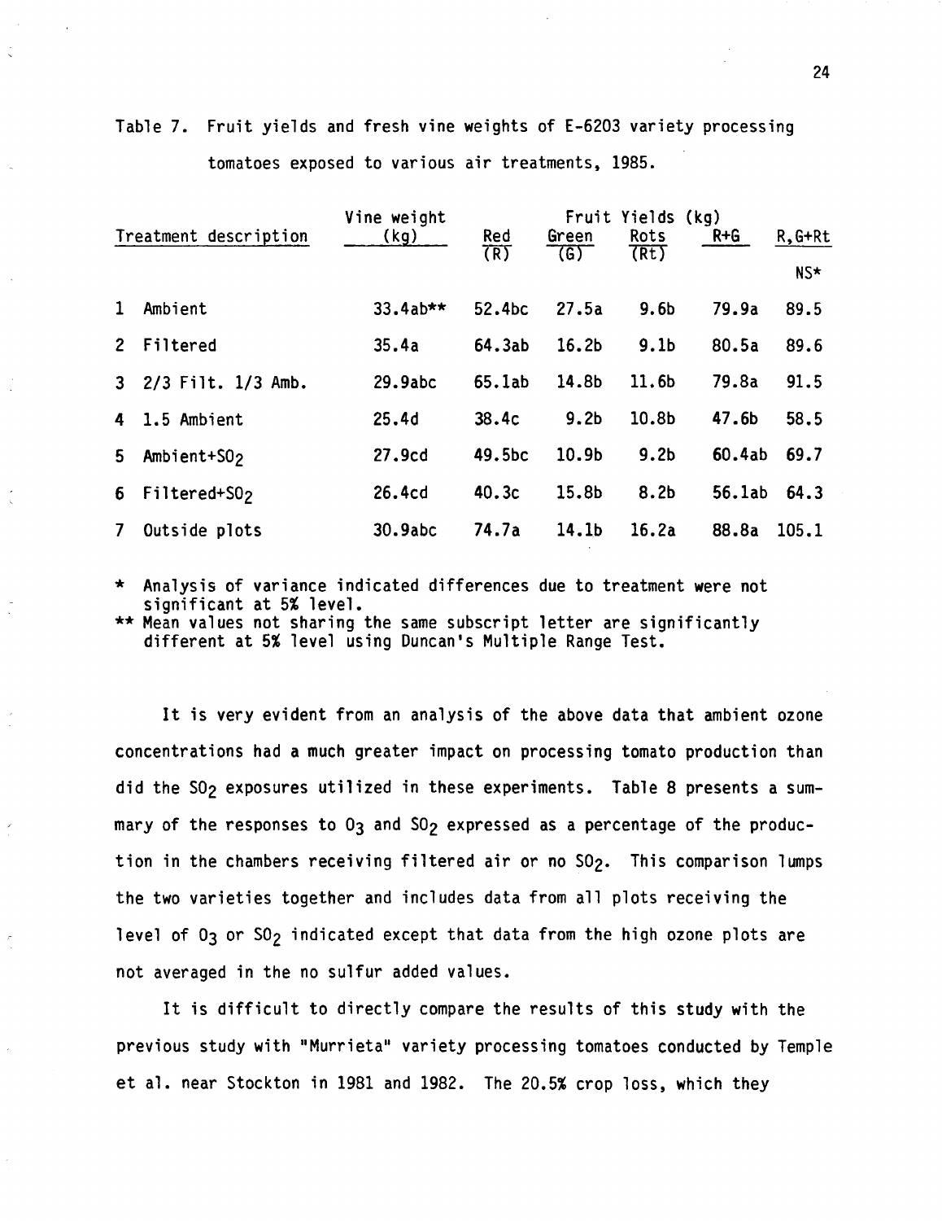Table 7. Fruit yields and fresh vine weights of E-6203 variety processing tomatoes exposed to various air treatments, 1985.

| Treatment description | Vine weight (kg) | Fruit Yields (kg) | | | | |
|---|---|---|---|---|---|---|
| | | Red (R) | Green (G) | Rots (Rt) | R+G | R,G+Rt NS* |
| 1 Ambient | 33.4ab** | 52.4bc | 27.5a | 9.6b | 79.9a | 89.5 |
| 2 Filtered | 35.4a | 64.3ab | 16.2b | 9.1b | 80.5a | 89.6 |
| 3 2/3 Filt. 1/3 Amb. | 29.9abc | 65.1ab | 14.8b | 11.6b | 79.8a | 91.5 |
| 4 1.5 Ambient | 25.4d | 38.4c | 9.2b | 10.8b | 47.6b | 58.5 |
| 5 Ambient+$SO_2$ | 27.9cd | 49.5bc | 10.9b | 9.2b | 60.4ab | 69.7 |
| 6 Filtered+$SO_2$ | 26.4cd | 40.3c | 15.8b | 8.2b | 56.1ab | 64.3 |
| 7 Outside plots | 30.9abc | 74.7a | 14.1b | 16.2a | 88.8a | 105.1 |

\* Analysis of variance indicated differences due to treatment were not significant at 5% level.
\** Mean values not sharing the same subscript letter are significantly different at 5% level using Duncan's Multiple Range Test.

It is very evident from an analysis of the above data that ambient ozone concentrations had a much greater impact on processing tomato production than did the $SO_2$ exposures utilized in these experiments. Table 8 presents a summary of the responses to $O_3$ and $SO_2$ expressed as a percentage of the production in the chambers receiving filtered air or no $SO_2$. This comparison lumps the two varieties together and includes data from all plots receiving the level of $O_3$ or $SO_2$ indicated except that data from the high ozone plots are not averaged in the no sulfur added values.

It is difficult to directly compare the results of this study with the previous study with "Murrieta" variety processing tomatoes conducted by Temple et al. near Stockton in 1981 and 1982. The 20.5% crop loss, which they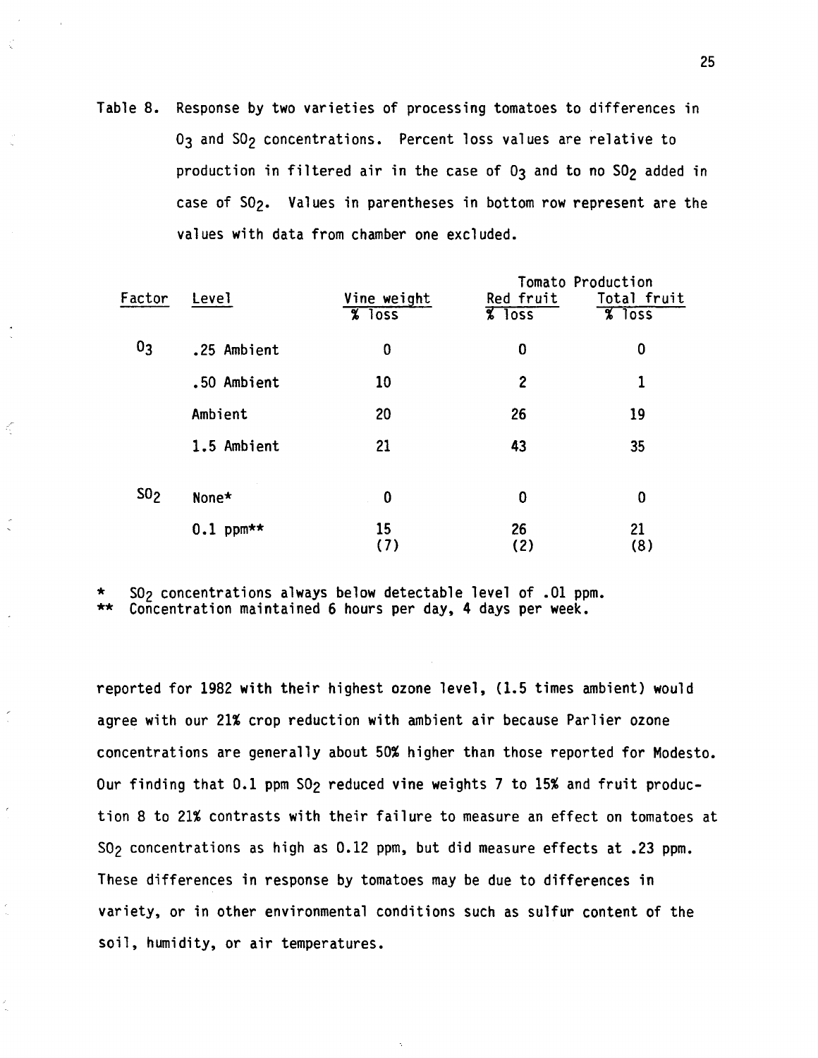Table 8. Response by two varieties of processing tomatoes to differences in $O_3$ and $SO_2$ concentrations. Percent loss values are relative to production in filtered air in the case of $O_3$ and to no $SO_2$ added in case of $SO_2$. Values in parentheses in bottom row represent are the values with data from chamber one excluded.

| Factor | Level | Vine weight | Tomato Production | |
|---|---|---|---|---|
| | | % loss | Red fruit % loss | Total fruit % loss |
| $O_3$ | .25 Ambient | 0 | 0 | 0 |
| | .50 Ambient | 10 | 2 | 1 |
| | Ambient | 20 | 26 | 19 |
| | 1.5 Ambient | 21 | 43 | 35 |
| $SO_2$ | None* | 0 | 0 | 0 |
| | 0.1 ppm** | 15 (7) | 26 (2) | 21 (8) |

\* $SO_2$ concentrations always below detectable level of .01 ppm.
\** Concentration maintained 6 hours per day, 4 days per week.

reported for 1982 with their highest ozone level, (1.5 times ambient) would agree with our 21% crop reduction with ambient air because Parlier ozone concentrations are generally about 50% higher than those reported for Modesto. Our finding that 0.1 ppm $SO_2$ reduced vine weights 7 to 15% and fruit production 8 to 21% contrasts with their failure to measure an effect on tomatoes at $SO_2$ concentrations as high as 0.12 ppm, but did measure effects at .23 ppm. These differences in response by tomatoes may be due to differences in variety, or in other environmental conditions such as sulfur content of the soil, humidity, or air temperatures.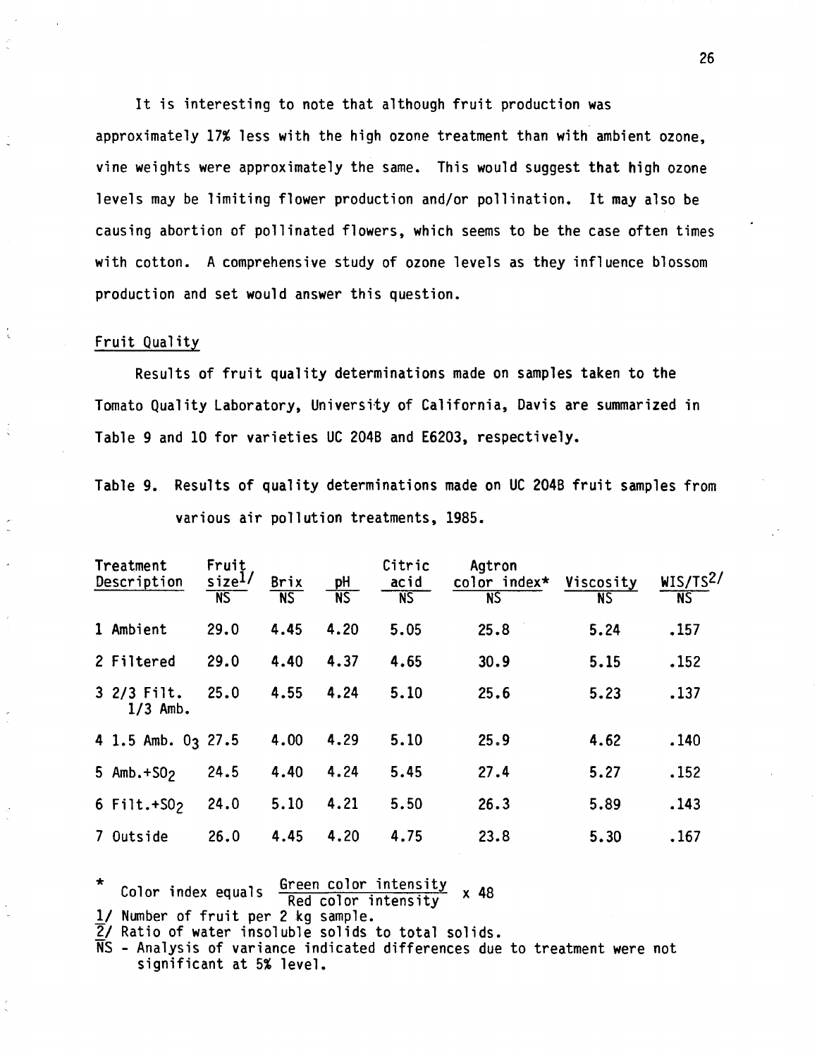It is interesting to note that although fruit production was approximately 17% less with the high ozone treatment than with ambient ozone, vine weights were approximately the same. This would suggest that high ozone levels may be limiting flower production and/or pollination. It may also be causing abortion of pollinated flowers, which seems to be the case often times with cotton. A comprehensive study of ozone levels as they influence blossom production and set would answer this question.

## Fruit Quality

Results of fruit quality determinations made on samples taken to the Tomato Quality Laboratory, University of California, Davis are summarized in Table 9 and 10 for varieties UC 204B and E6203, respectively.

Table 9. Results of quality determinations made on UC 204B fruit samples from various air pollution treatments, 1985.

| Treatment Description | Fruit size[1] | Brix | pH | Citric acid | Agtron color index* | Viscosity | WIS/TS[2] |
|---|---|---|---|---|---|---|---|
| | NS | NS | NS | NS | NS | NS | NS |
| 1 Ambient | 29.0 | 4.45 | 4.20 | 5.05 | 25.8 | 5.24 | .157 |
| 2 Filtered | 29.0 | 4.40 | 4.37 | 4.65 | 30.9 | 5.15 | .152 |
| 3 2/3 Filt. 1/3 Amb. | 25.0 | 4.55 | 4.24 | 5.10 | 25.6 | 5.23 | .137 |
| 4 1.5 Amb. $O_3$ | 27.5 | 4.00 | 4.29 | 5.10 | 25.9 | 4.62 | .140 |
| 5 Amb.+$SO_2$ | 24.5 | 4.40 | 4.24 | 5.45 | 27.4 | 5.27 | .152 |
| 6 Filt.+$SO_2$ | 24.0 | 5.10 | 4.21 | 5.50 | 26.3 | 5.89 | .143 |
| 7 Outside | 26.0 | 4.45 | 4.20 | 4.75 | 23.8 | 5.30 | .167 |

\* Color index equals $\frac{\text{Green color intensity}}{\text{Red color intensity}} \times 48$

1/ Number of fruit per 2 kg sample.

2/ Ratio of water insoluble solids to total solids.

NS - Analysis of variance indicated differences due to treatment were not significant at 5% level.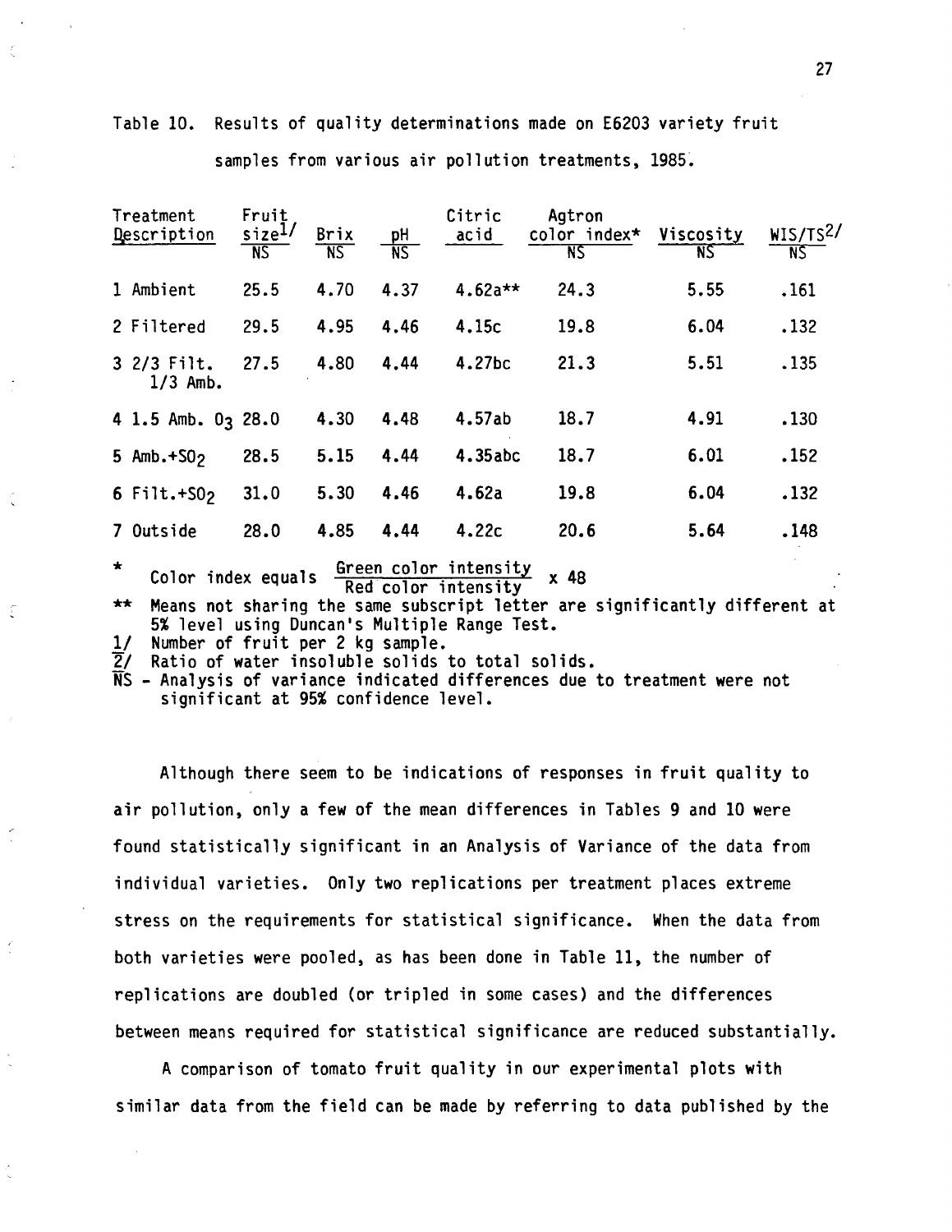Table 10. Results of quality determinations made on E6203 variety fruit samples from various air pollution treatments, 1985.

| Treatment Description | Fruit size1/ NS | Brix NS | pH NS | Citric acid | Agtron color index* NS | Viscosity NS | WIS/TS2/ NS |
|---|---|---|---|---|---|---|---|
| 1 Ambient | 25.5 | 4.70 | 4.37 | 4.62a** | 24.3 | 5.55 | .161 |
| 2 Filtered | 29.5 | 4.95 | 4.46 | 4.15c | 19.8 | 6.04 | .132 |
| 3 2/3 Filt. 1/3 Amb. | 27.5 | 4.80 | 4.44 | 4.27bc | 21.3 | 5.51 | .135 |
| 4 1.5 Amb. $O_3$ | 28.0 | 4.30 | 4.48 | 4.57ab | 18.7 | 4.91 | .130 |
| 5 Amb.+$SO_2$ | 28.5 | 5.15 | 4.44 | 4.35abc | 18.7 | 6.01 | .152 |
| 6 Filt.+$SO_2$ | 31.0 | 5.30 | 4.46 | 4.62a | 19.8 | 6.04 | .132 |
| 7 Outside | 28.0 | 4.85 | 4.44 | 4.22c | 20.6 | 5.64 | .148 |

\* Color index equals $\frac{\text{Green color intensity}}{\text{Red color intensity}} \times 48$

\*\* Means not sharing the same subscript letter are significantly different at 5% level using Duncan's Multiple Range Test.

1/ Number of fruit per 2 kg sample.

2/ Ratio of water insoluble solids to total solids.

NS - Analysis of variance indicated differences due to treatment were not significant at 95% confidence level.

Although there seem to be indications of responses in fruit quality to air pollution, only a few of the mean differences in Tables 9 and 10 were found statistically significant in an Analysis of Variance of the data from individual varieties. Only two replications per treatment places extreme stress on the requirements for statistical significance. When the data from both varieties were pooled, as has been done in Table 11, the number of replications are doubled (or tripled in some cases) and the differences between means required for statistical significance are reduced substantially.

A comparison of tomato fruit quality in our experimental plots with similar data from the field can be made by referring to data published by the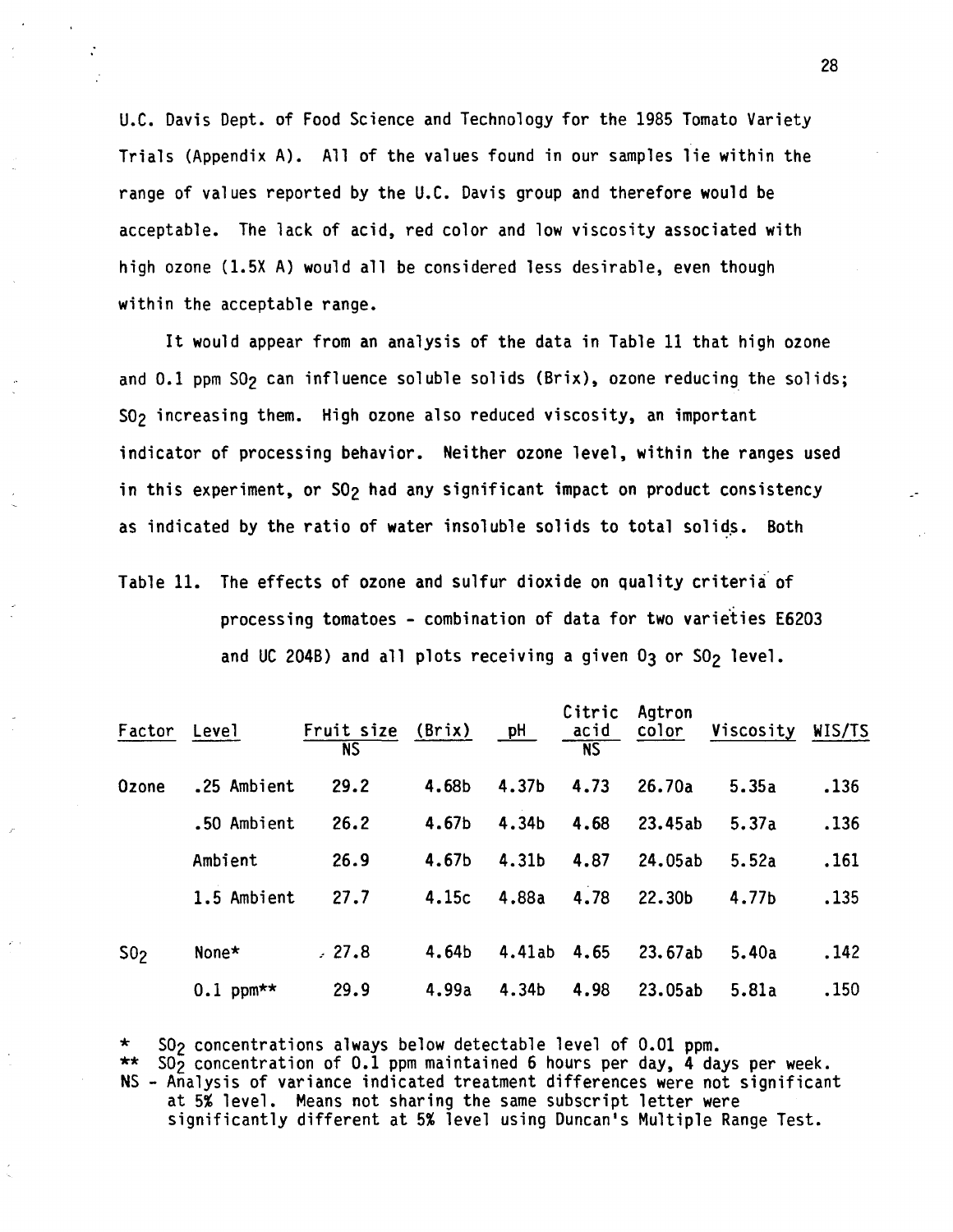U.C. Davis Dept. of Food Science and Technology for the 1985 Tomato Variety Trials (Appendix A). All of the values found in our samples lie within the range of values reported by the U.C. Davis group and therefore would be acceptable. The lack of acid, red color and low viscosity associated with high ozone (1.5X A) would all be considered less desirable, even though within the acceptable range.

It would appear from an analysis of the data in Table 11 that high ozone and 0.1 ppm $SO_2$ can influence soluble solids (Brix), ozone reducing the solids; $SO_2$ increasing them. High ozone also reduced viscosity, an important indicator of processing behavior. Neither ozone level, within the ranges used in this experiment, or $SO_2$ had any significant impact on product consistency as indicated by the ratio of water insoluble solids to total solids. Both

Table 11. The effects of ozone and sulfur dioxide on quality criteria of processing tomatoes - combination of data for two varieties E6203 and UC 204B) and all plots receiving a given $O_3$ or $SO_2$ level.

| Factor | Level | Fruit size NS | (Brix) | pH | Citric acid NS | Agtron color | Viscosity | WIS/TS |
|---|---|---|---|---|---|---|---|---|
| Ozone | .25 Ambient | 29.2 | 4.68b | 4.37b | 4.73 | 26.70a | 5.35a | .136 |
| | .50 Ambient | 26.2 | 4.67b | 4.34b | 4.68 | 23.45ab | 5.37a | .136 |
| | Ambient | 26.9 | 4.67b | 4.31b | 4.87 | 24.05ab | 5.52a | .161 |
| | 1.5 Ambient | 27.7 | 4.15c | 4.88a | 4.78 | 22.30b | 4.77b | .135 |
| $SO_2$ | None* | 27.8 | 4.64b | 4.41ab | 4.65 | 23.67ab | 5.40a | .142 |
| | 0.1 ppm** | 29.9 | 4.99a | 4.34b | 4.98 | 23.05ab | 5.81a | .150 |

\* $SO_2$ concentrations always below detectable level of 0.01 ppm.
\*\* $SO_2$ concentration of 0.1 ppm maintained 6 hours per day, 4 days per week.
NS - Analysis of variance indicated treatment differences were not significant at 5% level. Means not sharing the same subscript letter were significantly different at 5% level using Duncan's Multiple Range Test.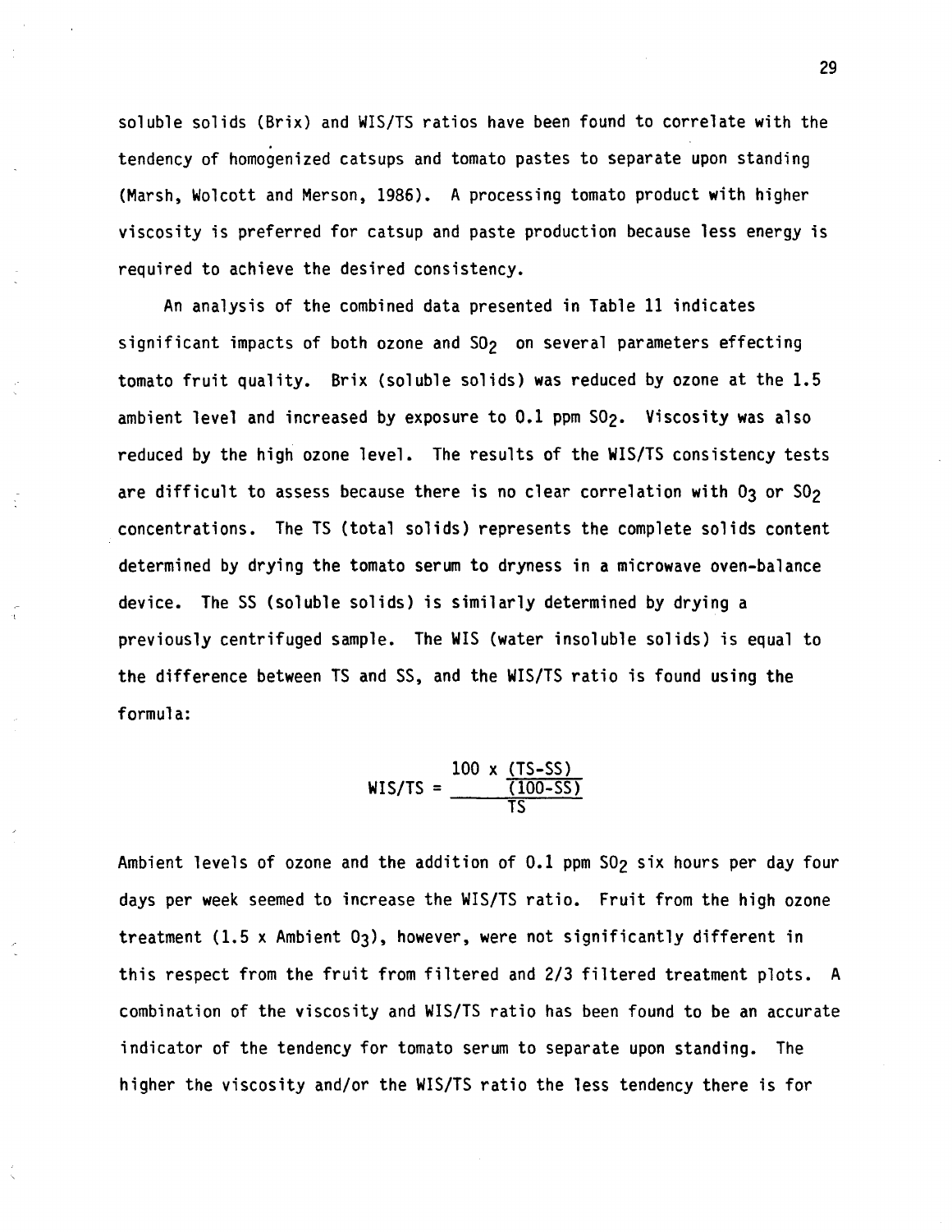soluble solids (Brix) and WIS/TS ratios have been found to correlate with the tendency of homogenized catsups and tomato pastes to separate upon standing (Marsh, Wolcott and Merson, 1986). A processing tomato product with higher viscosity is preferred for catsup and paste production because less energy is required to achieve the desired consistency.

An analysis of the combined data presented in Table 11 indicates significant impacts of both ozone and $SO_2$ on several parameters effecting tomato fruit quality. Brix (soluble solids) was reduced by ozone at the 1.5 ambient level and increased by exposure to 0.1 ppm $SO_2$. Viscosity was also reduced by the high ozone level. The results of the WIS/TS consistency tests are difficult to assess because there is no clear correlation with $O_3$ or $SO_2$ concentrations. The TS (total solids) represents the complete solids content determined by drying the tomato serum to dryness in a microwave oven-balance device. The SS (soluble solids) is similarly determined by drying a previously centrifuged sample. The WIS (water insoluble solids) is equal to the difference between TS and SS, and the WIS/TS ratio is found using the formula:

$$WIS/TS = \frac{100 \times \frac{(TS-SS)}{(100-SS)}}{TS}$$

Ambient levels of ozone and the addition of 0.1 ppm $SO_2$ six hours per day four days per week seemed to increase the WIS/TS ratio. Fruit from the high ozone treatment (1.5 x Ambient $O_3$), however, were not significantly different in this respect from the fruit from filtered and 2/3 filtered treatment plots. A combination of the viscosity and WIS/TS ratio has been found to be an accurate indicator of the tendency for tomato serum to separate upon standing. The higher the viscosity and/or the WIS/TS ratio the less tendency there is for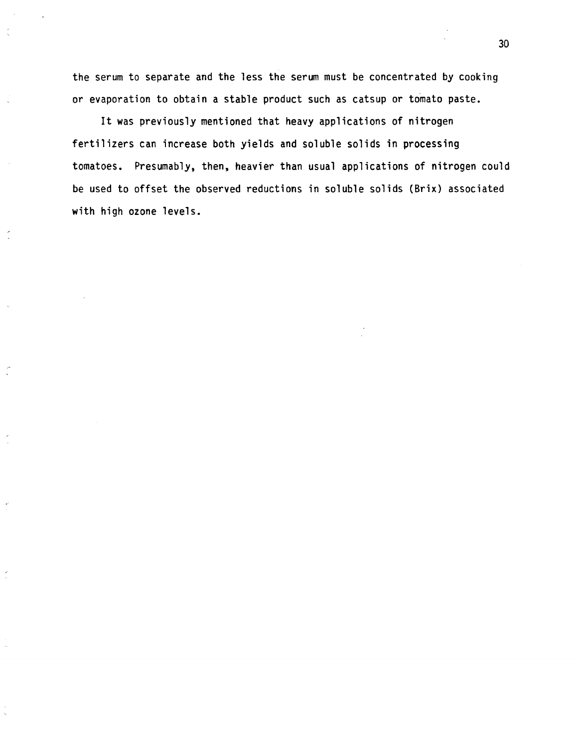the serum to separate and the less the serum must be concentrated by cooking or evaporation to obtain a stable product such as catsup or tomato paste.

It was previously mentioned that heavy applications of nitrogen fertilizers can increase both yields and soluble solids in processing tomatoes. Presumably, then, heavier than usual applications of nitrogen could be used to offset the observed reductions in soluble solids (Brix) associated with high ozone levels.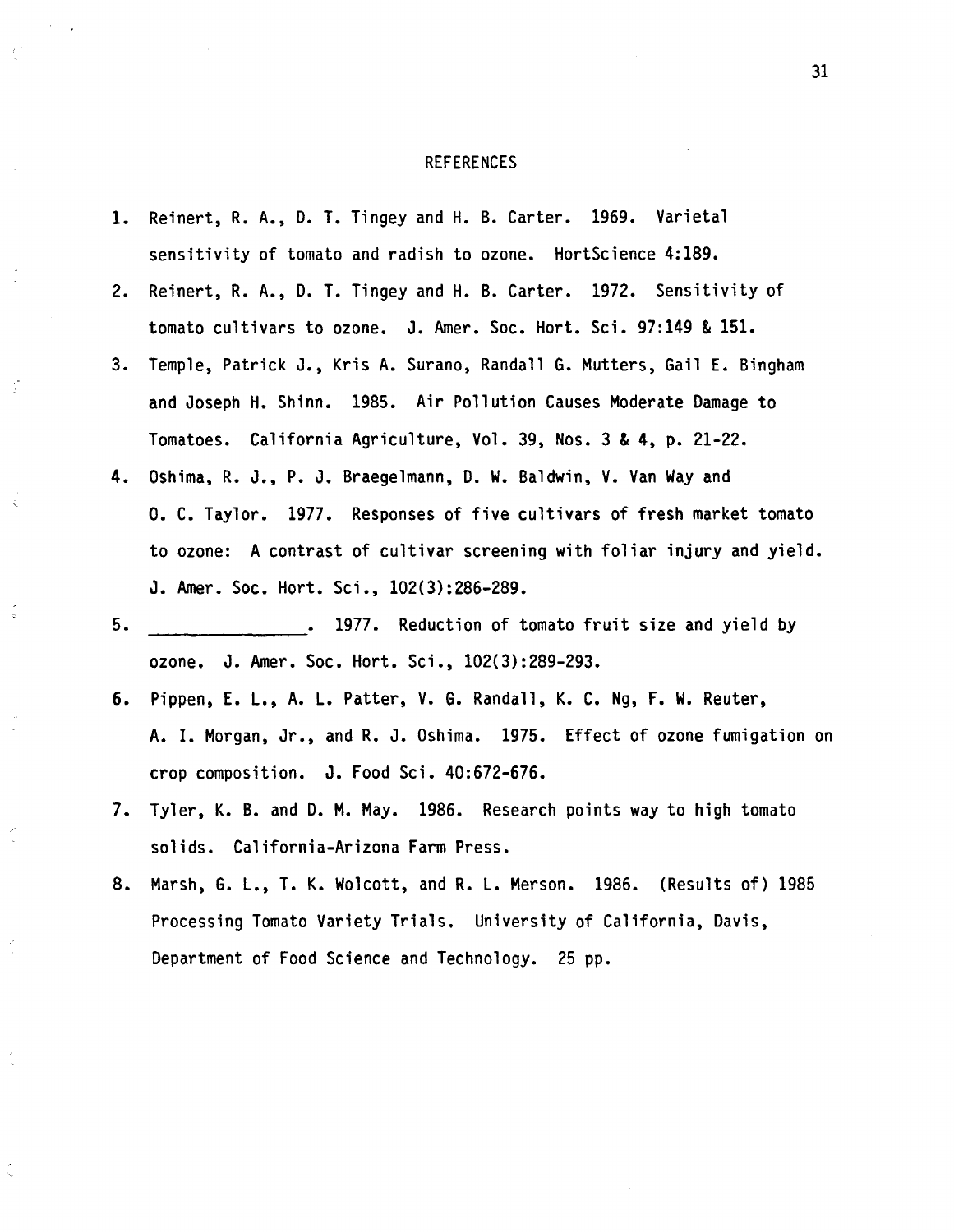## REFERENCES

1. Reinert, R. A., D. T. Tingey and H. B. Carter. 1969. Varietal sensitivity of tomato and radish to ozone. HortScience 4:189.
2. Reinert, R. A., D. T. Tingey and H. B. Carter. 1972. Sensitivity of tomato cultivars to ozone. J. Amer. Soc. Hort. Sci. 97:149 & 151.
3. Temple, Patrick J., Kris A. Surano, Randall G. Mutters, Gail E. Bingham and Joseph H. Shinn. 1985. Air Pollution Causes Moderate Damage to Tomatoes. California Agriculture, Vol. 39, Nos. 3 & 4, p. 21-22.
4. Oshima, R. J., P. J. Braegelmann, D. W. Baldwin, V. Van Way and O. C. Taylor. 1977. Responses of five cultivars of fresh market tomato to ozone: A contrast of cultivar screening with foliar injury and yield. J. Amer. Soc. Hort. Sci., 102(3):286-289.
5. ______________. 1977. Reduction of tomato fruit size and yield by ozone. J. Amer. Soc. Hort. Sci., 102(3):289-293.
6. Pippen, E. L., A. L. Patter, V. G. Randall, K. C. Ng, F. W. Reuter, A. I. Morgan, Jr., and R. J. Oshima. 1975. Effect of ozone fumigation on crop composition. J. Food Sci. 40:672-676.
7. Tyler, K. B. and D. M. May. 1986. Research points way to high tomato solids. California-Arizona Farm Press.
8. Marsh, G. L., T. K. Wolcott, and R. L. Merson. 1986. (Results of) 1985 Processing Tomato Variety Trials. University of California, Davis, Department of Food Science and Technology. 25 pp.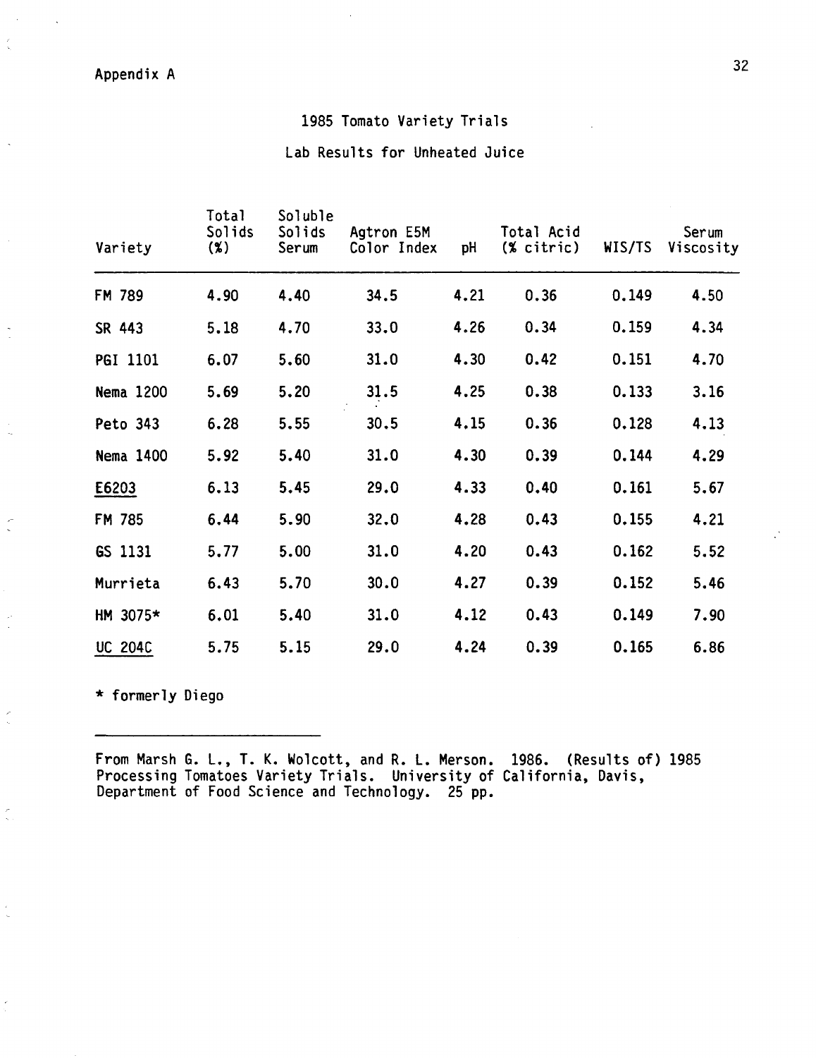Appendix A

## 1985 Tomato Variety Trials

### Lab Results for Unheated Juice

| Variety | Total Solids (%) | Soluble Solids Serum | Agtron E5M Color Index | pH | Total Acid (% citric) | WIS/TS | Serum Viscosity |
|---|---|---|---|---|---|---|---|
| FM 789 | 4.90 | 4.40 | 34.5 | 4.21 | 0.36 | 0.149 | 4.50 |
| SR 443 | 5.18 | 4.70 | 33.0 | 4.26 | 0.34 | 0.159 | 4.34 |
| PGI 1101 | 6.07 | 5.60 | 31.0 | 4.30 | 0.42 | 0.151 | 4.70 |
| Nema 1200 | 5.69 | 5.20 | 31.5 | 4.25 | 0.38 | 0.133 | 3.16 |
| Peto 343 | 6.28 | 5.55 | 30.5 | 4.15 | 0.36 | 0.128 | 4.13 |
| Nema 1400 | 5.92 | 5.40 | 31.0 | 4.30 | 0.39 | 0.144 | 4.29 |
| E6203 | 6.13 | 5.45 | 29.0 | 4.33 | 0.40 | 0.161 | 5.67 |
| FM 785 | 6.44 | 5.90 | 32.0 | 4.28 | 0.43 | 0.155 | 4.21 |
| GS 1131 | 5.77 | 5.00 | 31.0 | 4.20 | 0.43 | 0.162 | 5.52 |
| Murrieta | 6.43 | 5.70 | 30.0 | 4.27 | 0.39 | 0.152 | 5.46 |
| HM 3075* | 6.01 | 5.40 | 31.0 | 4.12 | 0.43 | 0.149 | 7.90 |
| UC 204C | 5.75 | 5.15 | 29.0 | 4.24 | 0.39 | 0.165 | 6.86 |

* formerly Diego

---

From Marsh G. L., T. K. Wolcott, and R. L. Merson. 1986. (Results of) 1985 Processing Tomatoes Variety Trials. University of California, Davis, Department of Food Science and Technology. 25 pp.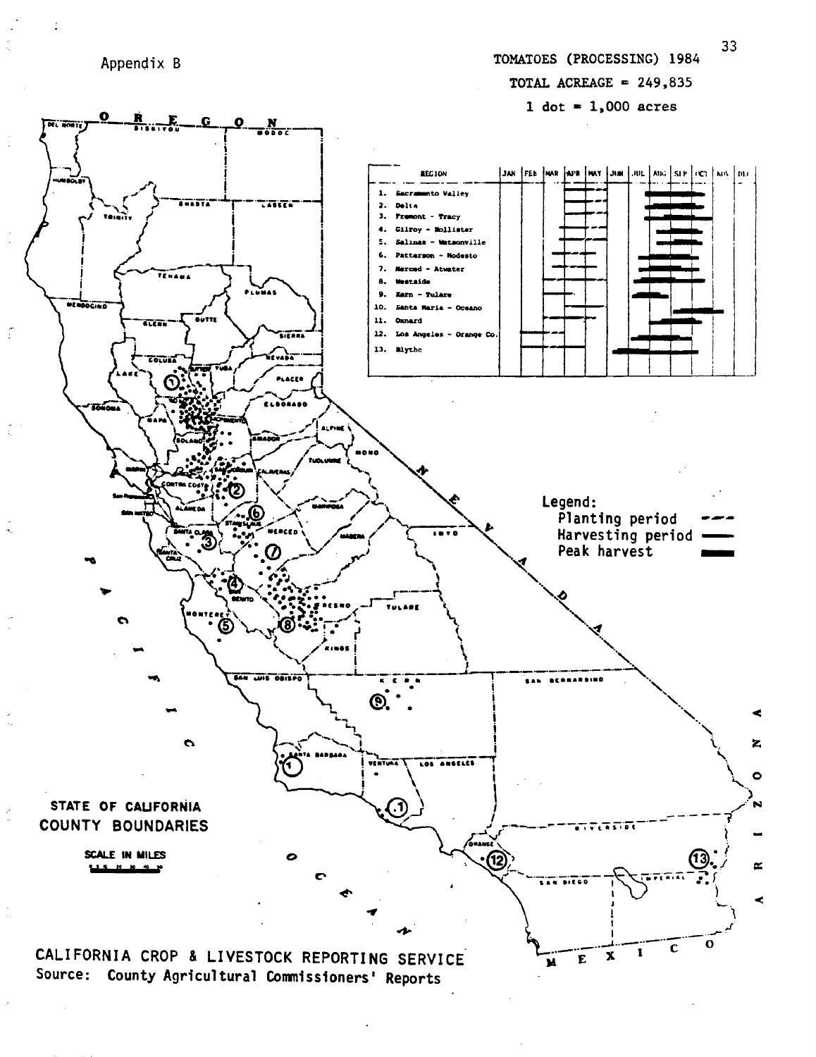Appendix B

TOMATOES (PROCESSING) 1984

TOTAL ACREAGE = 249,835

1 dot = 1,000 acres

REGION

1. Sacramento Valley
2. Delta
3. Fremont - Tracy
4. Gilroy - Hollister
5. Salinas - Watsonville
6. Patterson - Modesto
7. Merced - Atwater
8. Westside
9. Kern - Tulare
10. Santa Maria - Oceano
11. Oxnard
12. Los Angeles - Orange Co.
13. Blythe

JAN FEB MAR APR MAY JUN JUL AUG SEP OCT NOV DEC

Legend:
Planting period
Harvesting period
Peak harvest

OREGON

NEVADA

ARIZONA

MEXICO

PACIFIC OCEAN

STATE OF CALIFORNIA
COUNTY BOUNDARIES

SCALE IN MILES

CALIFORNIA CROP & LIVESTOCK REPORTING SERVICE
Source: County Agricultural Commissioners' Reports